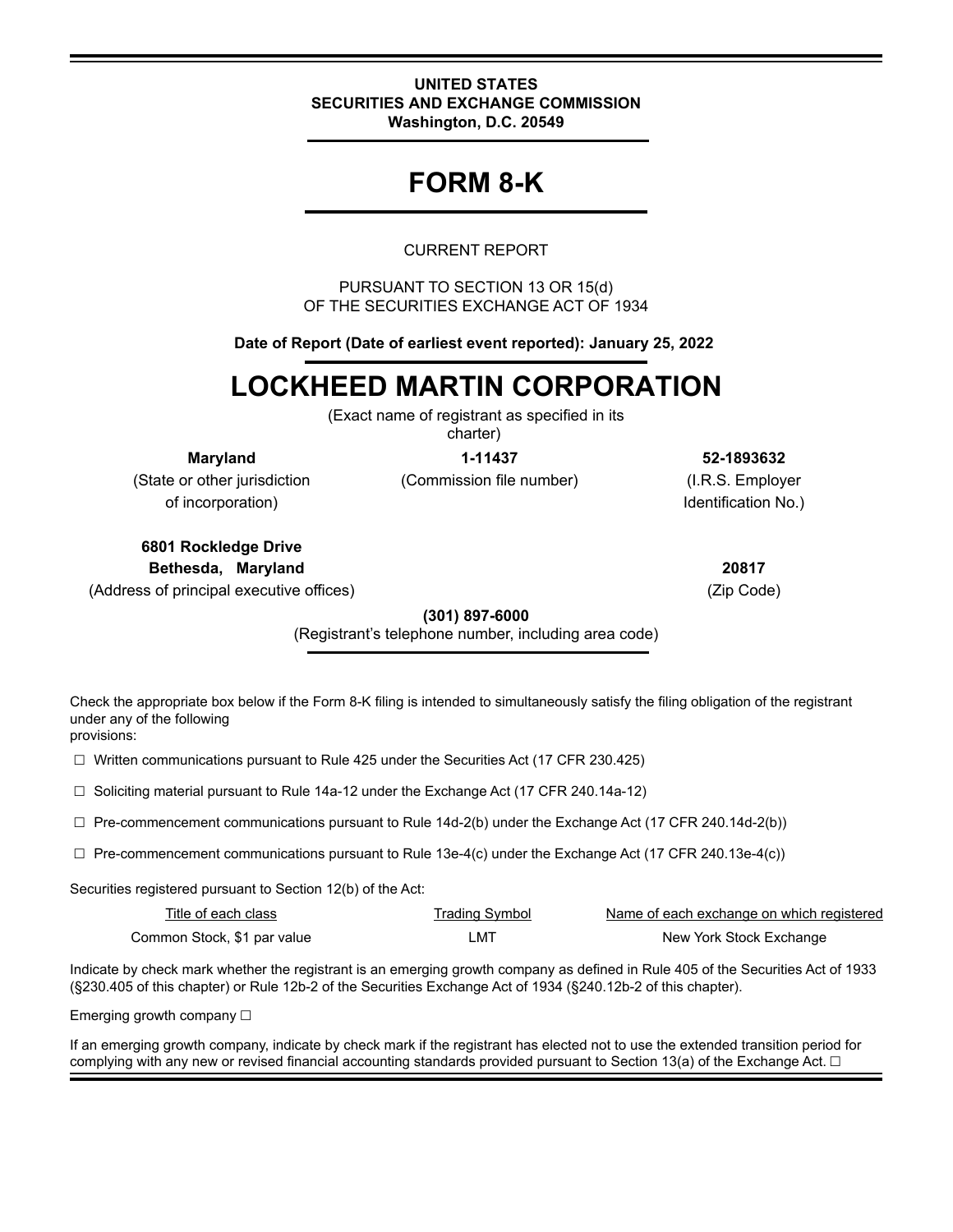**UNITED STATES**
**SECURITIES AND EXCHANGE COMMISSION**
**Washington, D.C. 20549**

# FORM 8-K

CURRENT REPORT

PURSUANT TO SECTION 13 OR 15(d)
OF THE SECURITIES EXCHANGE ACT OF 1934

**Date of Report (Date of earliest event reported): January 25, 2022**

# LOCKHEED MARTIN CORPORATION

(Exact name of registrant as specified in its charter)

| **Maryland** | **1-11437** | **52-1893632** |
|---|---|---|
| (State or other jurisdiction of incorporation) | (Commission file number) | (I.R.S. Employer Identification No.) |

| **6801 Rockledge Drive Bethesda, Maryland** | **20817** |
|---|---|
| (Address of principal executive offices) | (Zip Code) |

**(301) 897-6000**
(Registrant's telephone number, including area code)

Check the appropriate box below if the Form 8-K filing is intended to simultaneously satisfy the filing obligation of the registrant under any of the following provisions:

☐ Written communications pursuant to Rule 425 under the Securities Act (17 CFR 230.425)

☐ Soliciting material pursuant to Rule 14a-12 under the Exchange Act (17 CFR 240.14a-12)

☐ Pre-commencement communications pursuant to Rule 14d-2(b) under the Exchange Act (17 CFR 240.14d-2(b))

☐ Pre-commencement communications pursuant to Rule 13e-4(c) under the Exchange Act (17 CFR 240.13e-4(c))

Securities registered pursuant to Section 12(b) of the Act:

| Title of each class | Trading Symbol | Name of each exchange on which registered |
|---|---|---|
| Common Stock, $1 par value | LMT | New York Stock Exchange |

Indicate by check mark whether the registrant is an emerging growth company as defined in Rule 405 of the Securities Act of 1933 (§230.405 of this chapter) or Rule 12b-2 of the Securities Exchange Act of 1934 (§240.12b-2 of this chapter).

Emerging growth company ☐

If an emerging growth company, indicate by check mark if the registrant has elected not to use the extended transition period for complying with any new or revised financial accounting standards provided pursuant to Section 13(a) of the Exchange Act. ☐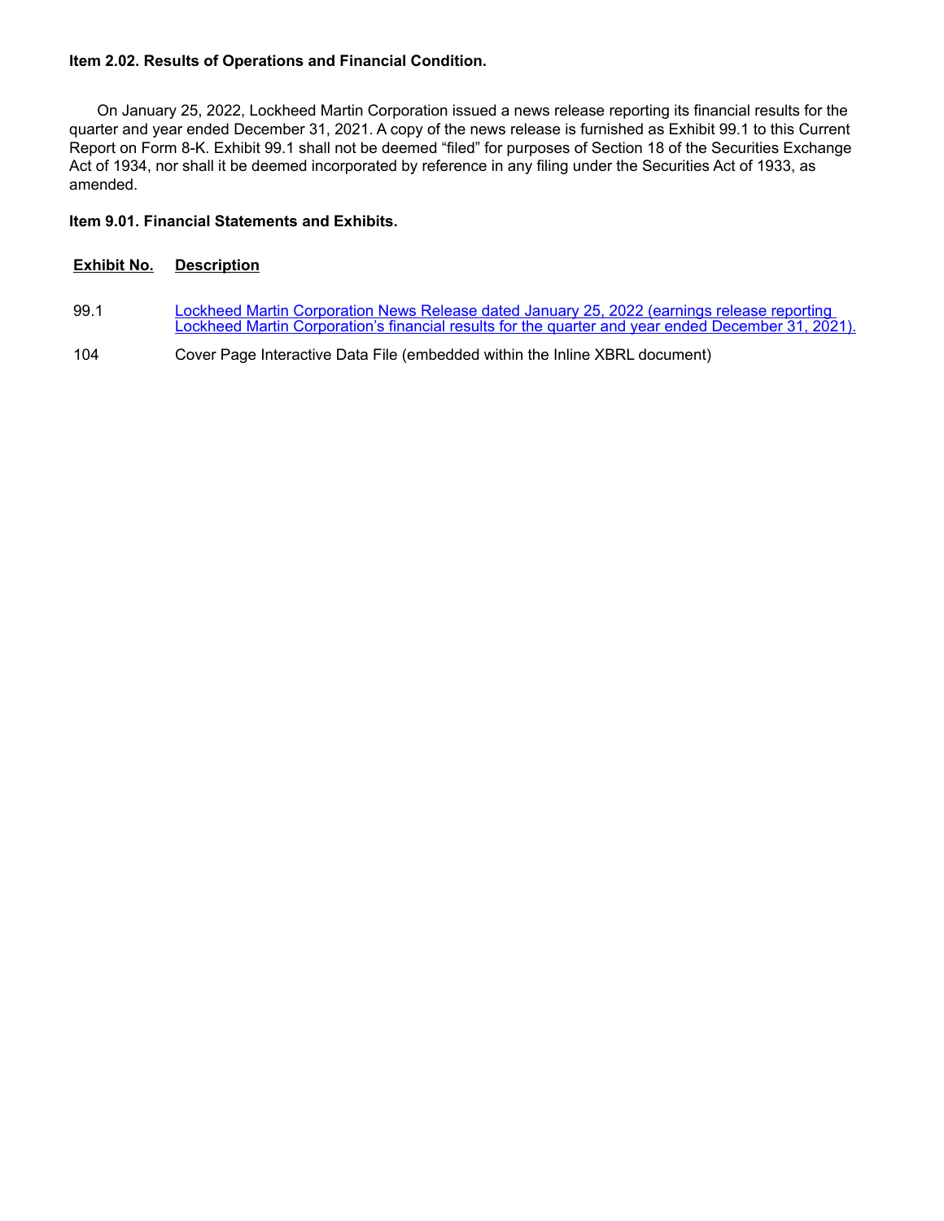**Item 2.02. Results of Operations and Financial Condition.**

On January 25, 2022, Lockheed Martin Corporation issued a news release reporting its financial results for the quarter and year ended December 31, 2021. A copy of the news release is furnished as Exhibit 99.1 to this Current Report on Form 8-K. Exhibit 99.1 shall not be deemed "filed" for purposes of Section 18 of the Securities Exchange Act of 1934, nor shall it be deemed incorporated by reference in any filing under the Securities Act of 1933, as amended.

**Item 9.01. Financial Statements and Exhibits.**

| Exhibit No. | Description |
|---|---|
| 99.1 | Lockheed Martin Corporation News Release dated January 25, 2022 (earnings release reporting Lockheed Martin Corporation's financial results for the quarter and year ended December 31, 2021). |
| 104 | Cover Page Interactive Data File (embedded within the Inline XBRL document) |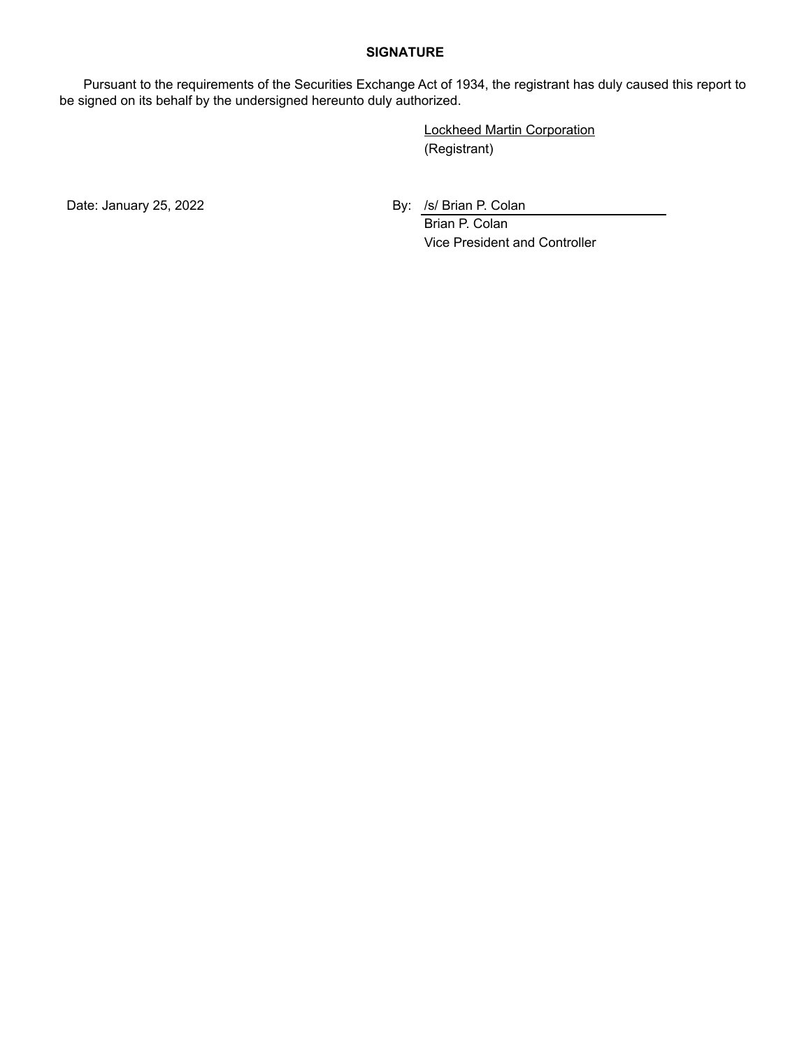## SIGNATURE

Pursuant to the requirements of the Securities Exchange Act of 1934, the registrant has duly caused this report to be signed on its behalf by the undersigned hereunto duly authorized.

Lockheed Martin Corporation
(Registrant)

Date: January 25, 2022

By: /s/ Brian P. Colan
Brian P. Colan
Vice President and Controller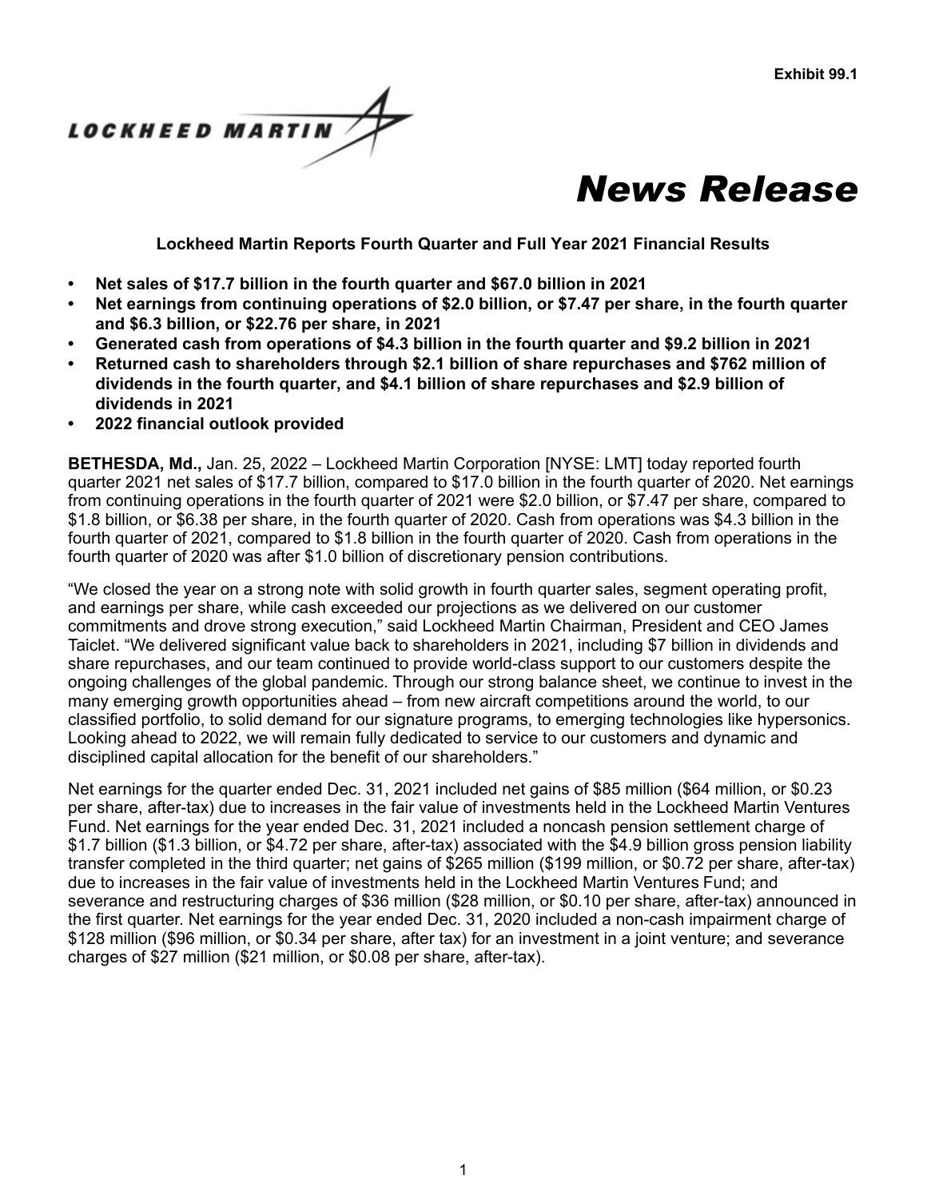**Exhibit 99.1**

LOCKHEED MARTIN

# *News Release*

**Lockheed Martin Reports Fourth Quarter and Full Year 2021 Financial Results**

- **Net sales of $17.7 billion in the fourth quarter and $67.0 billion in 2021**
- **Net earnings from continuing operations of $2.0 billion, or $7.47 per share, in the fourth quarter and $6.3 billion, or $22.76 per share, in 2021**
- **Generated cash from operations of $4.3 billion in the fourth quarter and $9.2 billion in 2021**
- **Returned cash to shareholders through $2.1 billion of share repurchases and $762 million of dividends in the fourth quarter, and $4.1 billion of share repurchases and $2.9 billion of dividends in 2021**
- **2022 financial outlook provided**

**BETHESDA, Md.,** Jan. 25, 2022 – Lockheed Martin Corporation [NYSE: LMT] today reported fourth quarter 2021 net sales of $17.7 billion, compared to $17.0 billion in the fourth quarter of 2020. Net earnings from continuing operations in the fourth quarter of 2021 were $2.0 billion, or $7.47 per share, compared to $1.8 billion, or $6.38 per share, in the fourth quarter of 2020. Cash from operations was $4.3 billion in the fourth quarter of 2021, compared to $1.8 billion in the fourth quarter of 2020. Cash from operations in the fourth quarter of 2020 was after $1.0 billion of discretionary pension contributions.

"We closed the year on a strong note with solid growth in fourth quarter sales, segment operating profit, and earnings per share, while cash exceeded our projections as we delivered on our customer commitments and drove strong execution," said Lockheed Martin Chairman, President and CEO James Taiclet. "We delivered significant value back to shareholders in 2021, including $7 billion in dividends and share repurchases, and our team continued to provide world-class support to our customers despite the ongoing challenges of the global pandemic. Through our strong balance sheet, we continue to invest in the many emerging growth opportunities ahead – from new aircraft competitions around the world, to our classified portfolio, to solid demand for our signature programs, to emerging technologies like hypersonics. Looking ahead to 2022, we will remain fully dedicated to service to our customers and dynamic and disciplined capital allocation for the benefit of our shareholders."

Net earnings for the quarter ended Dec. 31, 2021 included net gains of $85 million ($64 million, or $0.23 per share, after-tax) due to increases in the fair value of investments held in the Lockheed Martin Ventures Fund. Net earnings for the year ended Dec. 31, 2021 included a noncash pension settlement charge of $1.7 billion ($1.3 billion, or $4.72 per share, after-tax) associated with the $4.9 billion gross pension liability transfer completed in the third quarter; net gains of $265 million ($199 million, or $0.72 per share, after-tax) due to increases in the fair value of investments held in the Lockheed Martin Ventures Fund; and severance and restructuring charges of $36 million ($28 million, or $0.10 per share, after-tax) announced in the first quarter. Net earnings for the year ended Dec. 31, 2020 included a non-cash impairment charge of $128 million ($96 million, or $0.34 per share, after tax) for an investment in a joint venture; and severance charges of $27 million ($21 million, or $0.08 per share, after-tax).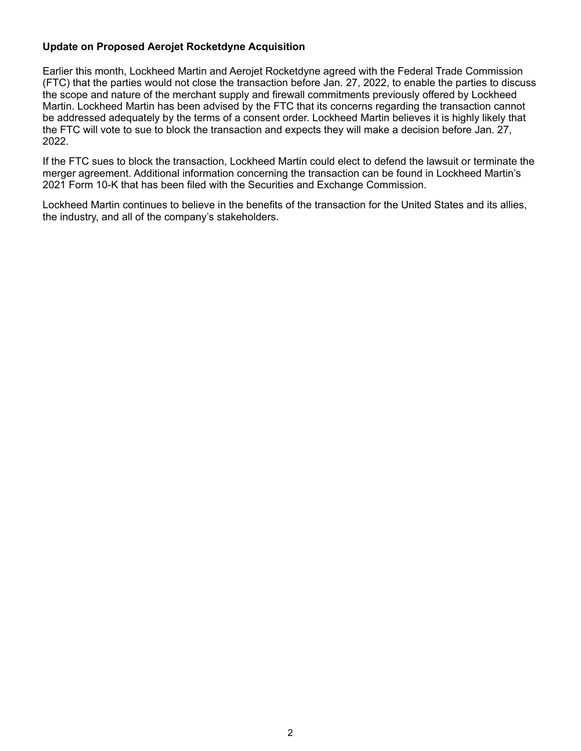**Update on Proposed Aerojet Rocketdyne Acquisition**

Earlier this month, Lockheed Martin and Aerojet Rocketdyne agreed with the Federal Trade Commission (FTC) that the parties would not close the transaction before Jan. 27, 2022, to enable the parties to discuss the scope and nature of the merchant supply and firewall commitments previously offered by Lockheed Martin. Lockheed Martin has been advised by the FTC that its concerns regarding the transaction cannot be addressed adequately by the terms of a consent order. Lockheed Martin believes it is highly likely that the FTC will vote to sue to block the transaction and expects they will make a decision before Jan. 27, 2022.

If the FTC sues to block the transaction, Lockheed Martin could elect to defend the lawsuit or terminate the merger agreement. Additional information concerning the transaction can be found in Lockheed Martin's 2021 Form 10-K that has been filed with the Securities and Exchange Commission.

Lockheed Martin continues to believe in the benefits of the transaction for the United States and its allies, the industry, and all of the company's stakeholders.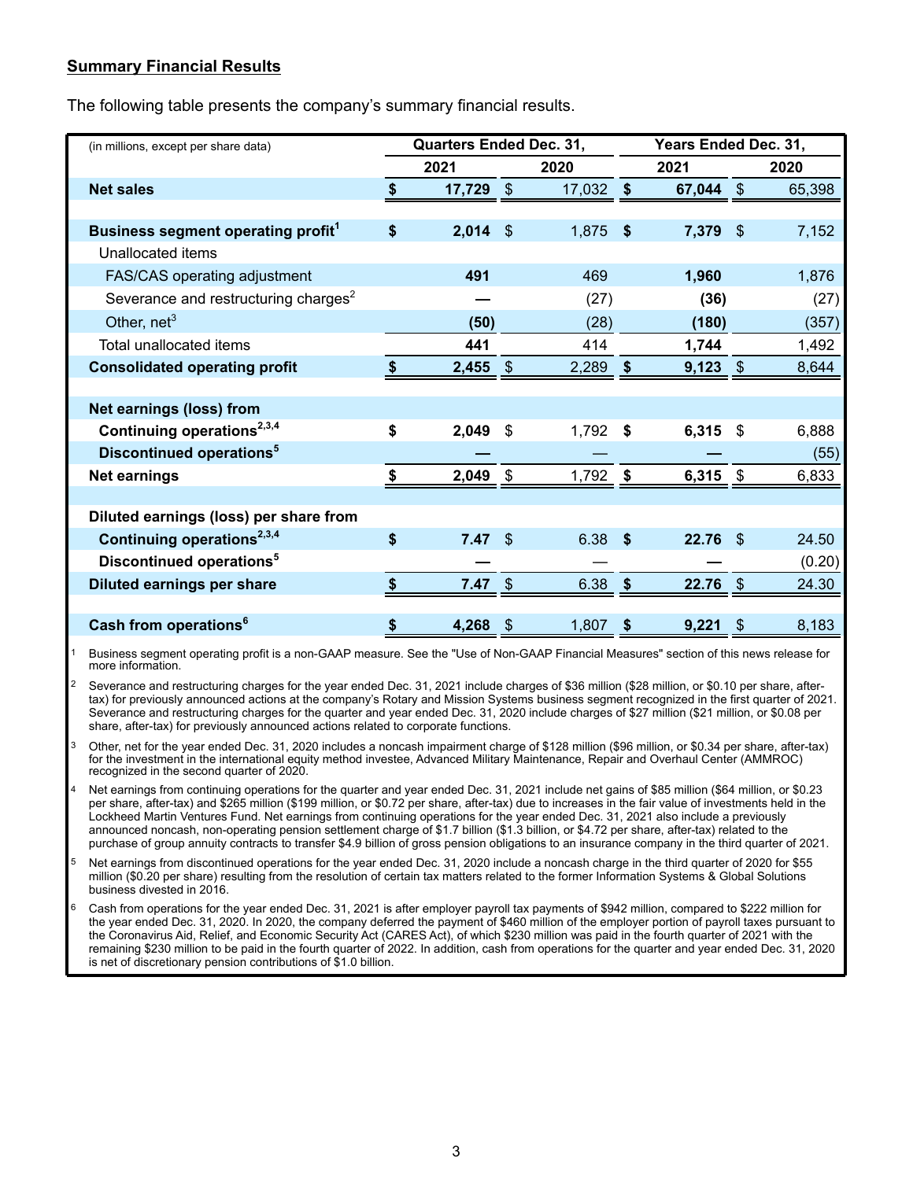## Summary Financial Results

The following table presents the company's summary financial results.

| (in millions, except per share data) | Quarters Ended Dec. 31, | | Years Ended Dec. 31, | |
|---|---|---|---|---|
| | 2021 | 2020 | 2021 | 2020 |
| **Net sales** | **$ 17,729** | $ 17,032 | **$ 67,044** | $ 65,398 |
| | | | | |
| **Business segment operating profit**[1] | **$ 2,014** | $ 1,875 | **$ 7,379** | $ 7,152 |
| Unallocated items | | | | |
| FAS/CAS operating adjustment | **491** | 469 | **1,960** | 1,876 |
| Severance and restructuring charges[2] | **—** | (27) | **(36)** | (27) |
| Other, net[3] | **(50)** | (28) | **(180)** | (357) |
| Total unallocated items | **441** | 414 | **1,744** | 1,492 |
| **Consolidated operating profit** | **$ 2,455** | $ 2,289 | **$ 9,123** | $ 8,644 |
| | | | | |
| **Net earnings (loss) from** | | | | |
| **Continuing operations**[2,3,4] | **$ 2,049** | $ 1,792 | **$ 6,315** | $ 6,888 |
| **Discontinued operations**[5] | **—** | — | **—** | (55) |
| **Net earnings** | **$ 2,049** | $ 1,792 | **$ 6,315** | $ 6,833 |
| | | | | |
| **Diluted earnings (loss) per share from** | | | | |
| **Continuing operations**[2,3,4] | **$ 7.47** | $ 6.38 | **$ 22.76** | $ 24.50 |
| **Discontinued operations**[5] | **—** | — | **—** | (0.20) |
| **Diluted earnings per share** | **$ 7.47** | $ 6.38 | **$ 22.76** | $ 24.30 |
| | | | | |
| **Cash from operations**[6] | **$ 4,268** | $ 1,807 | **$ 9,221** | $ 8,183 |

1 Business segment operating profit is a non-GAAP measure. See the "Use of Non-GAAP Financial Measures" section of this news release for more information.

2 Severance and restructuring charges for the year ended Dec. 31, 2021 include charges of $36 million ($28 million, or $0.10 per share, after-tax) for previously announced actions at the company's Rotary and Mission Systems business segment recognized in the first quarter of 2021. Severance and restructuring charges for the quarter and year ended Dec. 31, 2020 include charges of $27 million ($21 million, or $0.08 per share, after-tax) for previously announced actions related to corporate functions.

3 Other, net for the year ended Dec. 31, 2020 includes a noncash impairment charge of $128 million ($96 million, or $0.34 per share, after-tax) for the investment in the international equity method investee, Advanced Military Maintenance, Repair and Overhaul Center (AMMROC) recognized in the second quarter of 2020.

4 Net earnings from continuing operations for the quarter and year ended Dec. 31, 2021 include net gains of $85 million ($64 million, or $0.23 per share, after-tax) and $265 million ($199 million, or $0.72 per share, after-tax) due to increases in the fair value of investments held in the Lockheed Martin Ventures Fund. Net earnings from continuing operations for the year ended Dec. 31, 2021 also include a previously announced noncash, non-operating pension settlement charge of $1.7 billion ($1.3 billion, or $4.72 per share, after-tax) related to the purchase of group annuity contracts to transfer $4.9 billion of gross pension obligations to an insurance company in the third quarter of 2021.

5 Net earnings from discontinued operations for the year ended Dec. 31, 2020 include a noncash charge in the third quarter of 2020 for $55 million ($0.20 per share) resulting from the resolution of certain tax matters related to the former Information Systems & Global Solutions business divested in 2016.

6 Cash from operations for the year ended Dec. 31, 2021 is after employer payroll tax payments of $942 million, compared to $222 million for the year ended Dec. 31, 2020. In 2020, the company deferred the payment of $460 million of the employer portion of payroll taxes pursuant to the Coronavirus Aid, Relief, and Economic Security Act (CARES Act), of which $230 million was paid in the fourth quarter of 2021 with the remaining $230 million to be paid in the fourth quarter of 2022. In addition, cash from operations for the quarter and year ended Dec. 31, 2020 is net of discretionary pension contributions of $1.0 billion.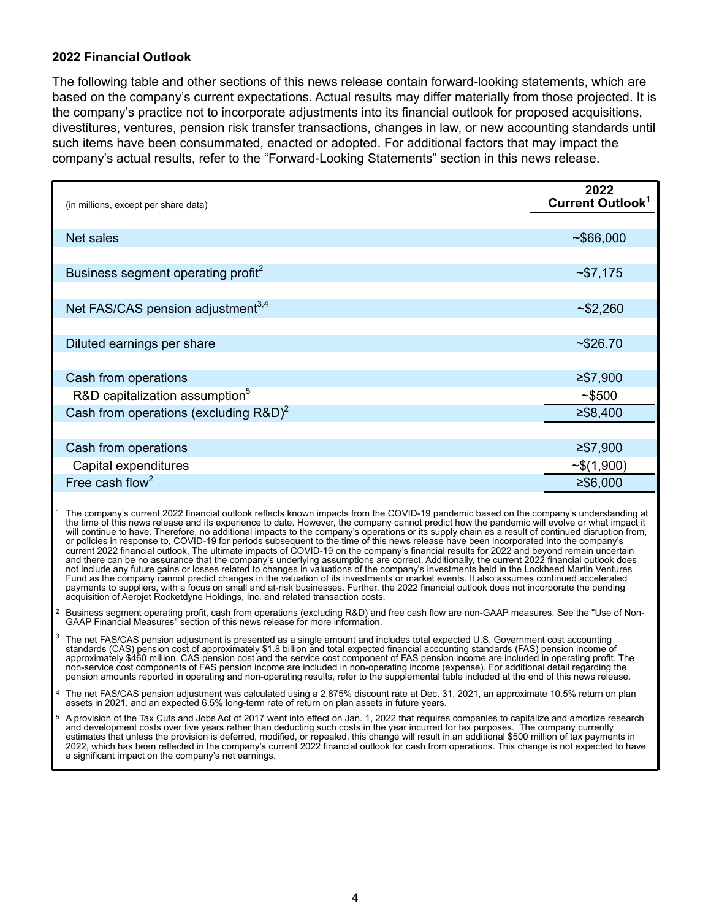## 2022 Financial Outlook

The following table and other sections of this news release contain forward-looking statements, which are based on the company's current expectations. Actual results may differ materially from those projected. It is the company's practice not to incorporate adjustments into its financial outlook for proposed acquisitions, divestitures, ventures, pension risk transfer transactions, changes in law, or new accounting standards until such items have been consummated, enacted or adopted. For additional factors that may impact the company's actual results, refer to the "Forward-Looking Statements" section in this news release.

| (in millions, except per share data) | 2022 Current Outlook[1] |
|---|---|
| Net sales | ~$66,000 |
| Business segment operating profit[2] | ~$7,175 |
| Net FAS/CAS pension adjustment[3,4] | ~$2,260 |
| Diluted earnings per share | ~$26.70 |
| Cash from operations | ≥$7,900 |
| R&D capitalization assumption[5] | ~$500 |
| Cash from operations (excluding R&D)[2] | ≥$8,400 |
| Cash from operations | ≥$7,900 |
| Capital expenditures | ~$(1,900) |
| Free cash flow[2] | ≥$6,000 |

[1] The company's current 2022 financial outlook reflects known impacts from the COVID-19 pandemic based on the company's understanding at the time of this news release and its experience to date. However, the company cannot predict how the pandemic will evolve or what impact it will continue to have. Therefore, no additional impacts to the company's operations or its supply chain as a result of continued disruption from, or policies in response to, COVID-19 for periods subsequent to the time of this news release have been incorporated into the company's current 2022 financial outlook. The ultimate impacts of COVID-19 on the company's financial results for 2022 and beyond remain uncertain and there can be no assurance that the company's underlying assumptions are correct. Additionally, the current 2022 financial outlook does not include any future gains or losses related to changes in valuations of the company's investments held in the Lockheed Martin Ventures Fund as the company cannot predict changes in the valuation of its investments or market events. It also assumes continued accelerated payments to suppliers, with a focus on small and at-risk businesses. Further, the 2022 financial outlook does not incorporate the pending acquisition of Aerojet Rocketdyne Holdings, Inc. and related transaction costs.

[2] Business segment operating profit, cash from operations (excluding R&D) and free cash flow are non-GAAP measures. See the "Use of Non-GAAP Financial Measures" section of this news release for more information.

[3] The net FAS/CAS pension adjustment is presented as a single amount and includes total expected U.S. Government cost accounting standards (CAS) pension cost of approximately $1.8 billion and total expected financial accounting standards (FAS) pension income of approximately $460 million. CAS pension cost and the service cost component of FAS pension income are included in operating profit. The non-service cost components of FAS pension income are included in non-operating income (expense). For additional detail regarding the pension amounts reported in operating and non-operating results, refer to the supplemental table included at the end of this news release.

[4] The net FAS/CAS pension adjustment was calculated using a 2.875% discount rate at Dec. 31, 2021, an approximate 10.5% return on plan assets in 2021, and an expected 6.5% long-term rate of return on plan assets in future years.

[5] A provision of the Tax Cuts and Jobs Act of 2017 went into effect on Jan. 1, 2022 that requires companies to capitalize and amortize research and development costs over five years rather than deducting such costs in the year incurred for tax purposes. The company currently estimates that unless the provision is deferred, modified, or repealed, this change will result in an additional $500 million of tax payments in 2022, which has been reflected in the company's current 2022 financial outlook for cash from operations. This change is not expected to have a significant impact on the company's net earnings.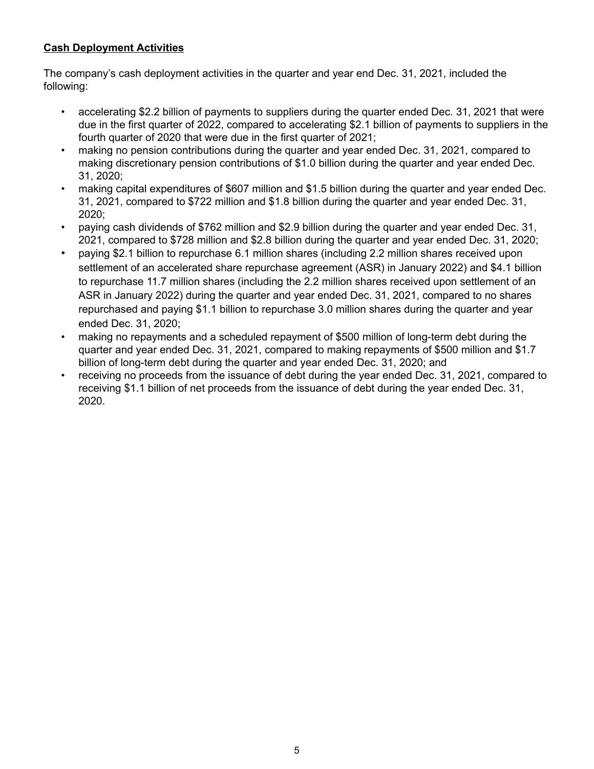**Cash Deployment Activities**

The company's cash deployment activities in the quarter and year end Dec. 31, 2021, included the following:

- accelerating $2.2 billion of payments to suppliers during the quarter ended Dec. 31, 2021 that were due in the first quarter of 2022, compared to accelerating $2.1 billion of payments to suppliers in the fourth quarter of 2020 that were due in the first quarter of 2021;
- making no pension contributions during the quarter and year ended Dec. 31, 2021, compared to making discretionary pension contributions of $1.0 billion during the quarter and year ended Dec. 31, 2020;
- making capital expenditures of $607 million and $1.5 billion during the quarter and year ended Dec. 31, 2021, compared to $722 million and $1.8 billion during the quarter and year ended Dec. 31, 2020;
- paying cash dividends of $762 million and $2.9 billion during the quarter and year ended Dec. 31, 2021, compared to $728 million and $2.8 billion during the quarter and year ended Dec. 31, 2020;
- paying $2.1 billion to repurchase 6.1 million shares (including 2.2 million shares received upon settlement of an accelerated share repurchase agreement (ASR) in January 2022) and $4.1 billion to repurchase 11.7 million shares (including the 2.2 million shares received upon settlement of an ASR in January 2022) during the quarter and year ended Dec. 31, 2021, compared to no shares repurchased and paying $1.1 billion to repurchase 3.0 million shares during the quarter and year ended Dec. 31, 2020;
- making no repayments and a scheduled repayment of $500 million of long-term debt during the quarter and year ended Dec. 31, 2021, compared to making repayments of $500 million and $1.7 billion of long-term debt during the quarter and year ended Dec. 31, 2020; and
- receiving no proceeds from the issuance of debt during the year ended Dec. 31, 2021, compared to receiving $1.1 billion of net proceeds from the issuance of debt during the year ended Dec. 31, 2020.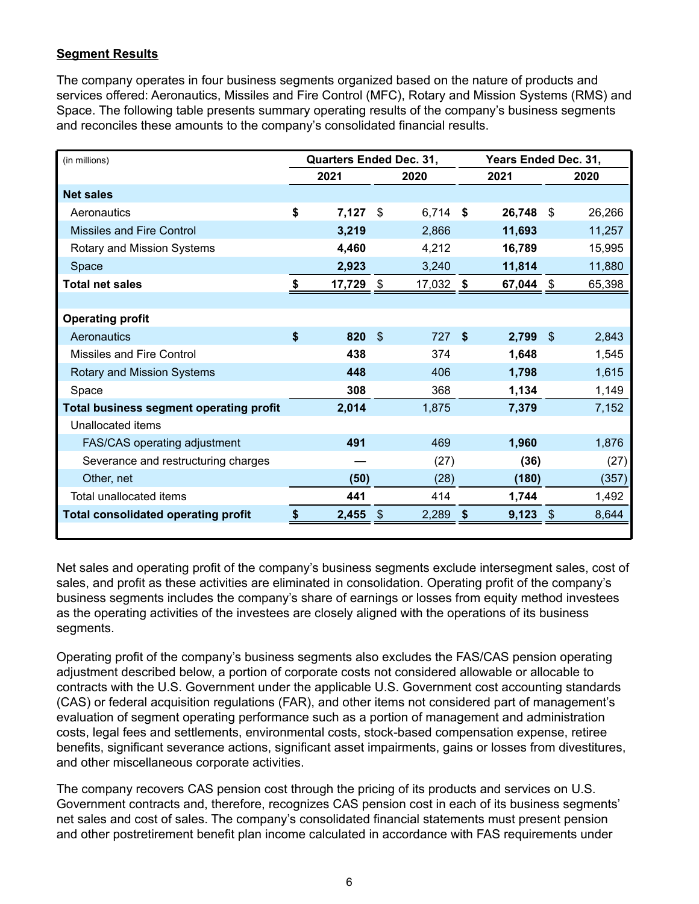**Segment Results**

The company operates in four business segments organized based on the nature of products and services offered: Aeronautics, Missiles and Fire Control (MFC), Rotary and Mission Systems (RMS) and Space. The following table presents summary operating results of the company's business segments and reconciles these amounts to the company's consolidated financial results.

| (in millions) | Quarters Ended Dec. 31, | | Years Ended Dec. 31, | |
|---|---|---|---|---|
| | **2021** | **2020** | **2021** | **2020** |
| **Net sales** | | | | |
| Aeronautics | **$ 7,127** | $ 6,714 | **$ 26,748** | $ 26,266 |
| Missiles and Fire Control | **3,219** | 2,866 | **11,693** | 11,257 |
| Rotary and Mission Systems | **4,460** | 4,212 | **16,789** | 15,995 |
| Space | **2,923** | 3,240 | **11,814** | 11,880 |
| **Total net sales** | **$ 17,729** | $ 17,032 | **$ 67,044** | $ 65,398 |
| | | | | |
| **Operating profit** | | | | |
| Aeronautics | **$ 820** | $ 727 | **$ 2,799** | $ 2,843 |
| Missiles and Fire Control | **438** | 374 | **1,648** | 1,545 |
| Rotary and Mission Systems | **448** | 406 | **1,798** | 1,615 |
| Space | **308** | 368 | **1,134** | 1,149 |
| **Total business segment operating profit** | **2,014** | 1,875 | **7,379** | 7,152 |
| Unallocated items | | | | |
| FAS/CAS operating adjustment | **491** | 469 | **1,960** | 1,876 |
| Severance and restructuring charges | **—** | (27) | **(36)** | (27) |
| Other, net | **(50)** | (28) | **(180)** | (357) |
| Total unallocated items | **441** | 414 | **1,744** | 1,492 |
| **Total consolidated operating profit** | **$ 2,455** | $ 2,289 | **$ 9,123** | $ 8,644 |

Net sales and operating profit of the company's business segments exclude intersegment sales, cost of sales, and profit as these activities are eliminated in consolidation. Operating profit of the company's business segments includes the company's share of earnings or losses from equity method investees as the operating activities of the investees are closely aligned with the operations of its business segments.

Operating profit of the company's business segments also excludes the FAS/CAS pension operating adjustment described below, a portion of corporate costs not considered allowable or allocable to contracts with the U.S. Government under the applicable U.S. Government cost accounting standards (CAS) or federal acquisition regulations (FAR), and other items not considered part of management's evaluation of segment operating performance such as a portion of management and administration costs, legal fees and settlements, environmental costs, stock-based compensation expense, retiree benefits, significant severance actions, significant asset impairments, gains or losses from divestitures, and other miscellaneous corporate activities.

The company recovers CAS pension cost through the pricing of its products and services on U.S. Government contracts and, therefore, recognizes CAS pension cost in each of its business segments' net sales and cost of sales. The company's consolidated financial statements must present pension and other postretirement benefit plan income calculated in accordance with FAS requirements under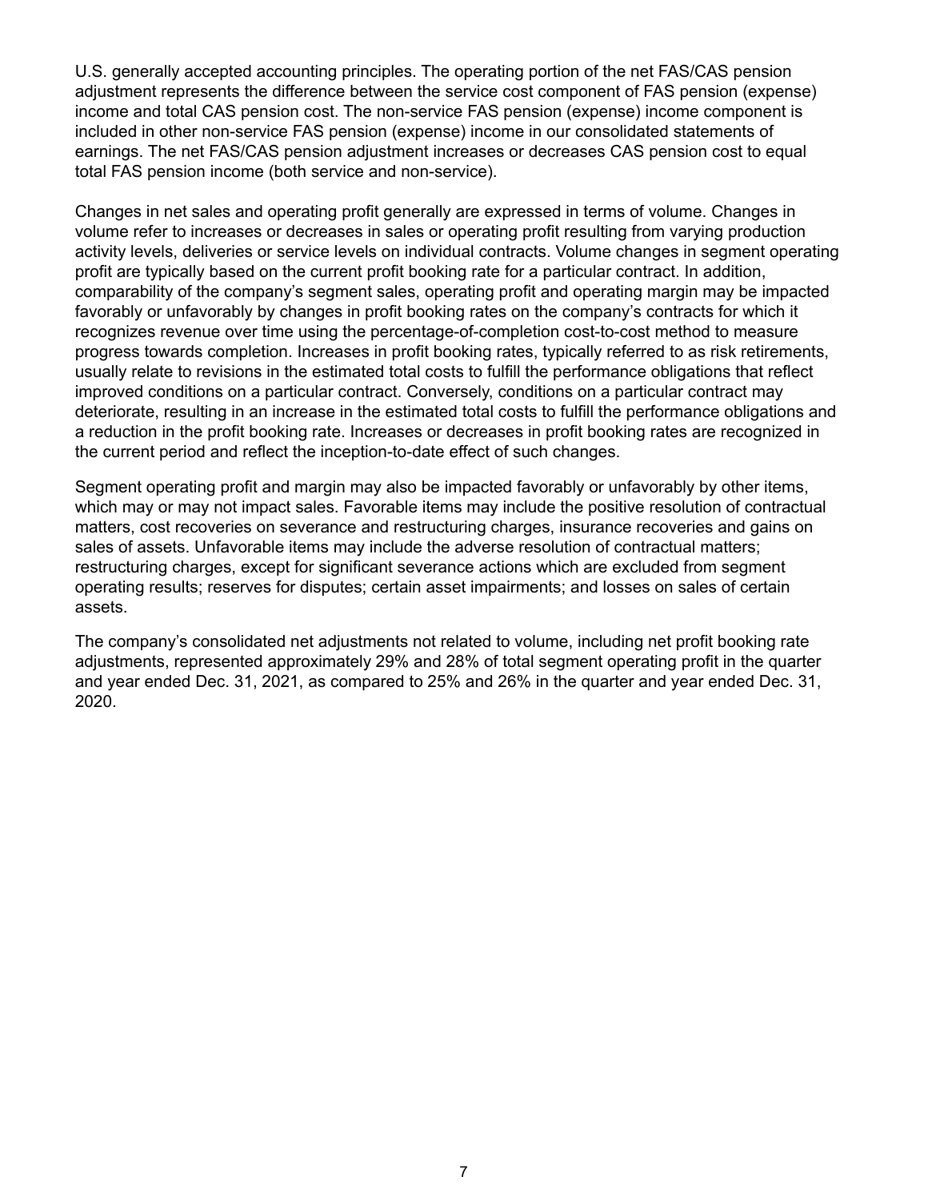U.S. generally accepted accounting principles. The operating portion of the net FAS/CAS pension adjustment represents the difference between the service cost component of FAS pension (expense) income and total CAS pension cost. The non-service FAS pension (expense) income component is included in other non-service FAS pension (expense) income in our consolidated statements of earnings. The net FAS/CAS pension adjustment increases or decreases CAS pension cost to equal total FAS pension income (both service and non-service).

Changes in net sales and operating profit generally are expressed in terms of volume. Changes in volume refer to increases or decreases in sales or operating profit resulting from varying production activity levels, deliveries or service levels on individual contracts. Volume changes in segment operating profit are typically based on the current profit booking rate for a particular contract. In addition, comparability of the company's segment sales, operating profit and operating margin may be impacted favorably or unfavorably by changes in profit booking rates on the company's contracts for which it recognizes revenue over time using the percentage-of-completion cost-to-cost method to measure progress towards completion. Increases in profit booking rates, typically referred to as risk retirements, usually relate to revisions in the estimated total costs to fulfill the performance obligations that reflect improved conditions on a particular contract. Conversely, conditions on a particular contract may deteriorate, resulting in an increase in the estimated total costs to fulfill the performance obligations and a reduction in the profit booking rate. Increases or decreases in profit booking rates are recognized in the current period and reflect the inception-to-date effect of such changes.

Segment operating profit and margin may also be impacted favorably or unfavorably by other items, which may or may not impact sales. Favorable items may include the positive resolution of contractual matters, cost recoveries on severance and restructuring charges, insurance recoveries and gains on sales of assets. Unfavorable items may include the adverse resolution of contractual matters; restructuring charges, except for significant severance actions which are excluded from segment operating results; reserves for disputes; certain asset impairments; and losses on sales of certain assets.

The company's consolidated net adjustments not related to volume, including net profit booking rate adjustments, represented approximately 29% and 28% of total segment operating profit in the quarter and year ended Dec. 31, 2021, as compared to 25% and 26% in the quarter and year ended Dec. 31, 2020.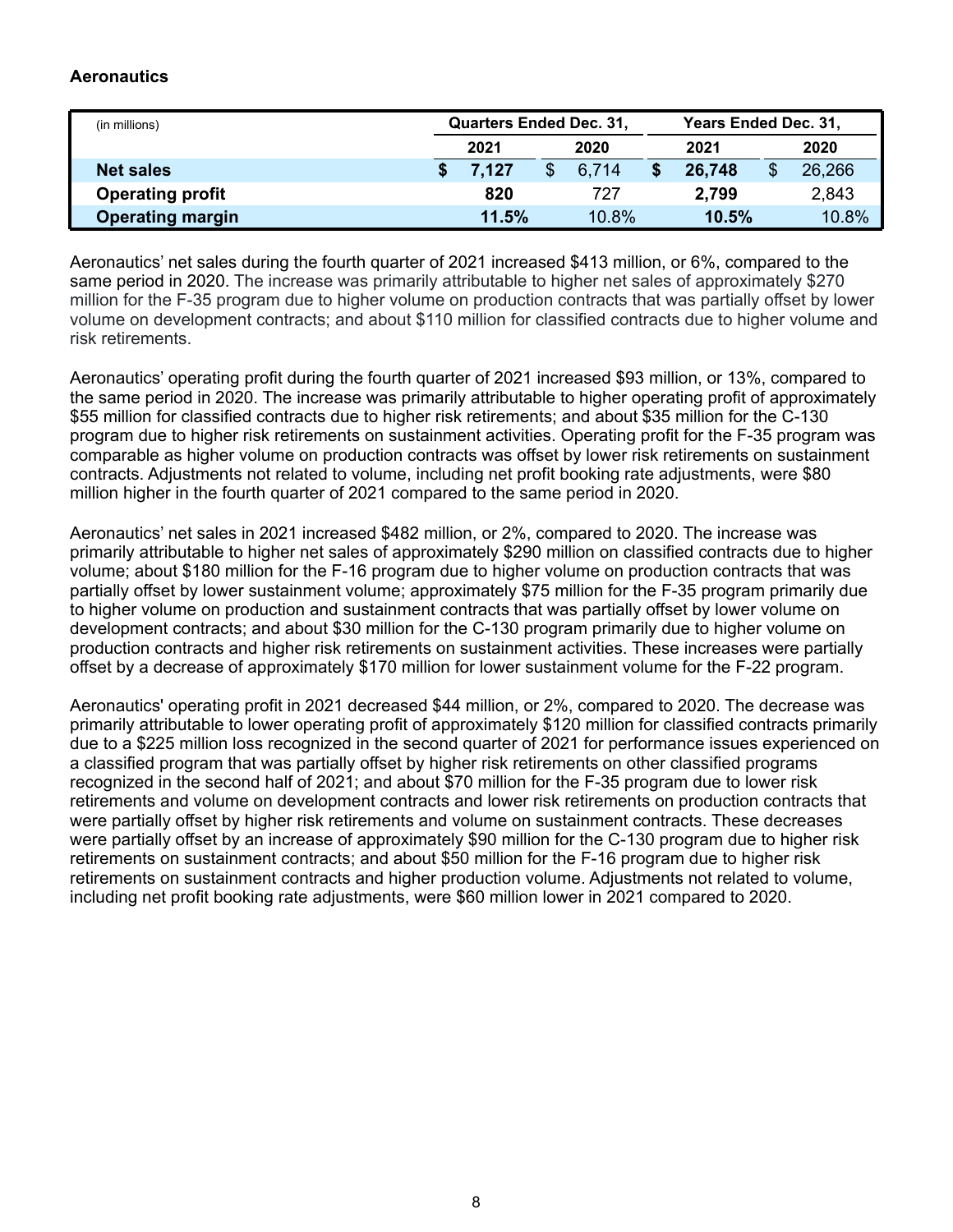### Aeronautics

| (in millions) | Quarters Ended Dec. 31, | | Years Ended Dec. 31, | |
|---|---|---|---|---|
| | 2021 | 2020 | 2021 | 2020 |
| **Net sales** | **$ 7,127** | $ 6,714 | **$ 26,748** | $ 26,266 |
| **Operating profit** | **820** | 727 | **2,799** | 2,843 |
| **Operating margin** | **11.5%** | 10.8% | **10.5%** | 10.8% |

Aeronautics' net sales during the fourth quarter of 2021 increased $413 million, or 6%, compared to the same period in 2020. The increase was primarily attributable to higher net sales of approximately $270 million for the F-35 program due to higher volume on production contracts that was partially offset by lower volume on development contracts; and about $110 million for classified contracts due to higher volume and risk retirements.

Aeronautics' operating profit during the fourth quarter of 2021 increased $93 million, or 13%, compared to the same period in 2020. The increase was primarily attributable to higher operating profit of approximately $55 million for classified contracts due to higher risk retirements; and about $35 million for the C-130 program due to higher risk retirements on sustainment activities. Operating profit for the F-35 program was comparable as higher volume on production contracts was offset by lower risk retirements on sustainment contracts. Adjustments not related to volume, including net profit booking rate adjustments, were $80 million higher in the fourth quarter of 2021 compared to the same period in 2020.

Aeronautics' net sales in 2021 increased $482 million, or 2%, compared to 2020. The increase was primarily attributable to higher net sales of approximately $290 million on classified contracts due to higher volume; about $180 million for the F-16 program due to higher volume on production contracts that was partially offset by lower sustainment volume; approximately $75 million for the F-35 program primarily due to higher volume on production and sustainment contracts that was partially offset by lower volume on development contracts; and about $30 million for the C-130 program primarily due to higher volume on production contracts and higher risk retirements on sustainment activities. These increases were partially offset by a decrease of approximately $170 million for lower sustainment volume for the F-22 program.

Aeronautics' operating profit in 2021 decreased $44 million, or 2%, compared to 2020. The decrease was primarily attributable to lower operating profit of approximately $120 million for classified contracts primarily due to a $225 million loss recognized in the second quarter of 2021 for performance issues experienced on a classified program that was partially offset by higher risk retirements on other classified programs recognized in the second half of 2021; and about $70 million for the F-35 program due to lower risk retirements and volume on development contracts and lower risk retirements on production contracts that were partially offset by higher risk retirements and volume on sustainment contracts. These decreases were partially offset by an increase of approximately $90 million for the C-130 program due to higher risk retirements on sustainment contracts; and about $50 million for the F-16 program due to higher risk retirements on sustainment contracts and higher production volume. Adjustments not related to volume, including net profit booking rate adjustments, were $60 million lower in 2021 compared to 2020.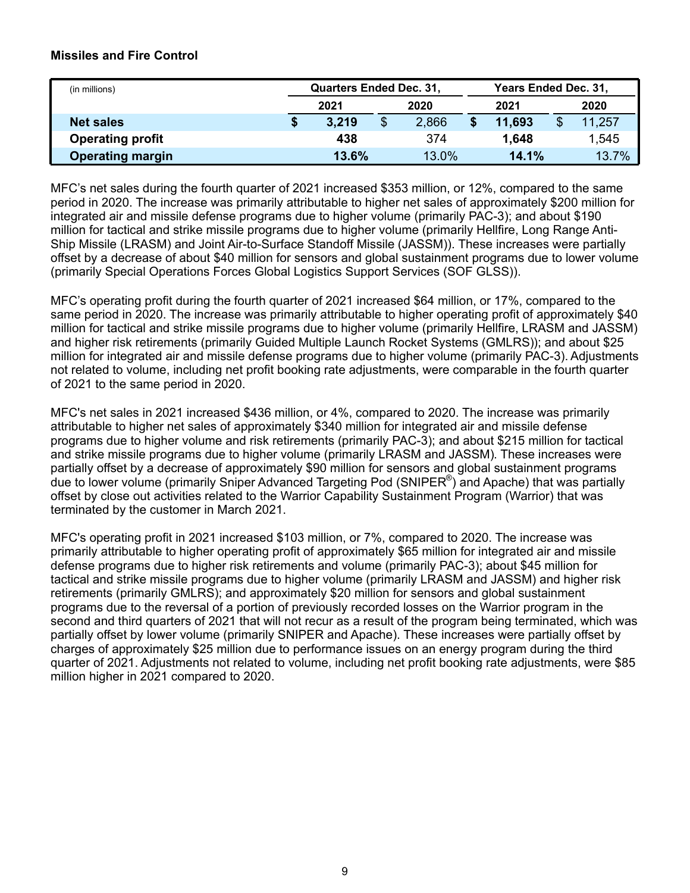**Missiles and Fire Control**

| (in millions) | Quarters Ended Dec. 31, | | Years Ended Dec. 31, | |
|---|---|---|---|---|
| | **2021** | 2020 | **2021** | 2020 |
| **Net sales** | **$ 3,219** | $ 2,866 | **$ 11,693** | $ 11,257 |
| **Operating profit** | **438** | 374 | **1,648** | 1,545 |
| **Operating margin** | **13.6%** | 13.0% | **14.1%** | 13.7% |

MFC's net sales during the fourth quarter of 2021 increased $353 million, or 12%, compared to the same period in 2020. The increase was primarily attributable to higher net sales of approximately $200 million for integrated air and missile defense programs due to higher volume (primarily PAC-3); and about $190 million for tactical and strike missile programs due to higher volume (primarily Hellfire, Long Range Anti-Ship Missile (LRASM) and Joint Air-to-Surface Standoff Missile (JASSM)). These increases were partially offset by a decrease of about $40 million for sensors and global sustainment programs due to lower volume (primarily Special Operations Forces Global Logistics Support Services (SOF GLSS)).

MFC's operating profit during the fourth quarter of 2021 increased $64 million, or 17%, compared to the same period in 2020. The increase was primarily attributable to higher operating profit of approximately $40 million for tactical and strike missile programs due to higher volume (primarily Hellfire, LRASM and JASSM) and higher risk retirements (primarily Guided Multiple Launch Rocket Systems (GMLRS)); and about $25 million for integrated air and missile defense programs due to higher volume (primarily PAC-3). Adjustments not related to volume, including net profit booking rate adjustments, were comparable in the fourth quarter of 2021 to the same period in 2020.

MFC's net sales in 2021 increased $436 million, or 4%, compared to 2020. The increase was primarily attributable to higher net sales of approximately $340 million for integrated air and missile defense programs due to higher volume and risk retirements (primarily PAC-3); and about $215 million for tactical and strike missile programs due to higher volume (primarily LRASM and JASSM). These increases were partially offset by a decrease of approximately $90 million for sensors and global sustainment programs due to lower volume (primarily Sniper Advanced Targeting Pod (SNIPER®) and Apache) that was partially offset by close out activities related to the Warrior Capability Sustainment Program (Warrior) that was terminated by the customer in March 2021.

MFC's operating profit in 2021 increased $103 million, or 7%, compared to 2020. The increase was primarily attributable to higher operating profit of approximately $65 million for integrated air and missile defense programs due to higher risk retirements and volume (primarily PAC-3); about $45 million for tactical and strike missile programs due to higher volume (primarily LRASM and JASSM) and higher risk retirements (primarily GMLRS); and approximately $20 million for sensors and global sustainment programs due to the reversal of a portion of previously recorded losses on the Warrior program in the second and third quarters of 2021 that will not recur as a result of the program being terminated, which was partially offset by lower volume (primarily SNIPER and Apache). These increases were partially offset by charges of approximately $25 million due to performance issues on an energy program during the third quarter of 2021. Adjustments not related to volume, including net profit booking rate adjustments, were $85 million higher in 2021 compared to 2020.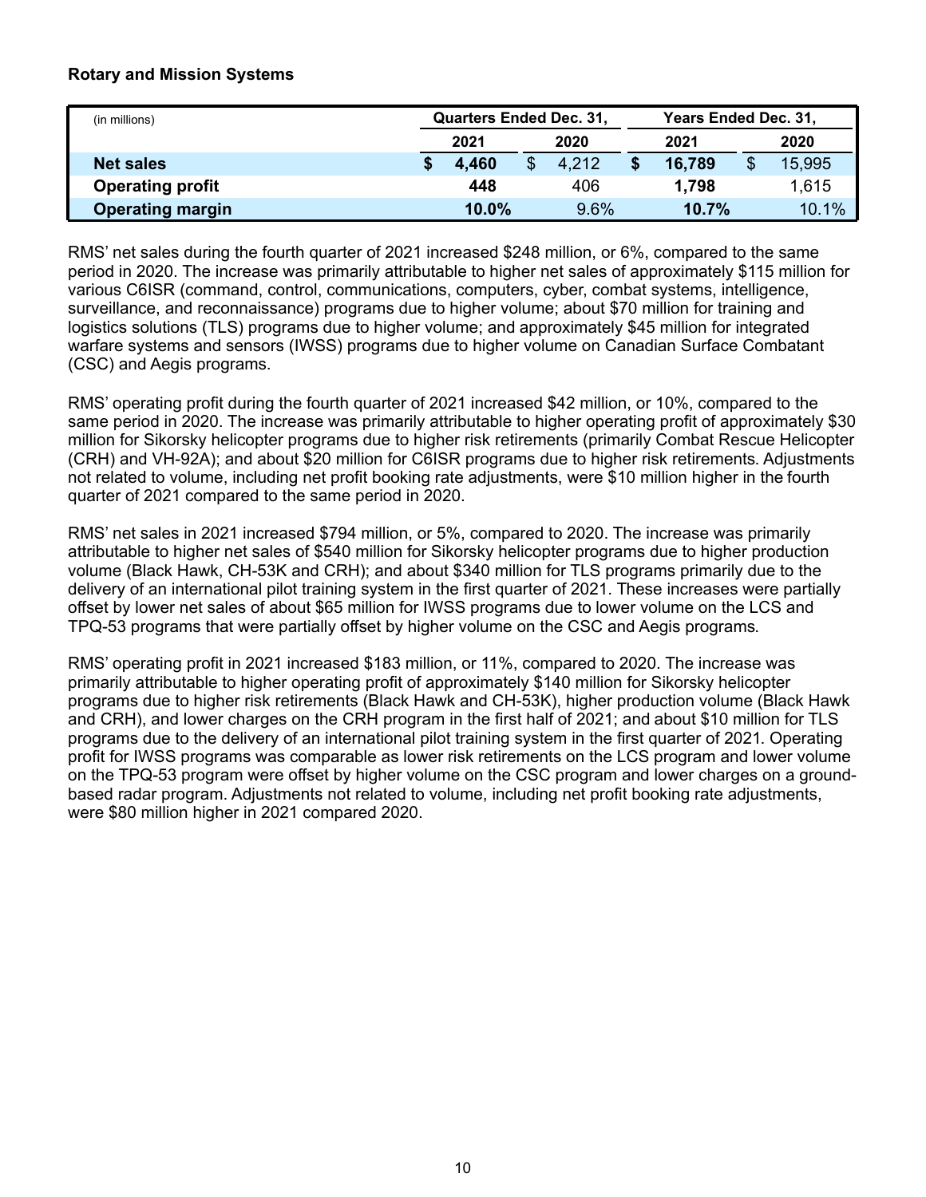**Rotary and Mission Systems**

| (in millions) | Quarters Ended Dec. 31, | | Years Ended Dec. 31, | |
|---|---|---|---|---|
| | 2021 | 2020 | 2021 | 2020 |
| **Net sales** | **$ 4,460** | $ 4,212 | **$ 16,789** | $ 15,995 |
| **Operating profit** | **448** | 406 | **1,798** | 1,615 |
| **Operating margin** | **10.0%** | 9.6% | **10.7%** | 10.1% |

RMS' net sales during the fourth quarter of 2021 increased $248 million, or 6%, compared to the same period in 2020. The increase was primarily attributable to higher net sales of approximately $115 million for various C6ISR (command, control, communications, computers, cyber, combat systems, intelligence, surveillance, and reconnaissance) programs due to higher volume; about $70 million for training and logistics solutions (TLS) programs due to higher volume; and approximately $45 million for integrated warfare systems and sensors (IWSS) programs due to higher volume on Canadian Surface Combatant (CSC) and Aegis programs.

RMS' operating profit during the fourth quarter of 2021 increased $42 million, or 10%, compared to the same period in 2020. The increase was primarily attributable to higher operating profit of approximately $30 million for Sikorsky helicopter programs due to higher risk retirements (primarily Combat Rescue Helicopter (CRH) and VH-92A); and about $20 million for C6ISR programs due to higher risk retirements. Adjustments not related to volume, including net profit booking rate adjustments, were $10 million higher in the fourth quarter of 2021 compared to the same period in 2020.

RMS' net sales in 2021 increased $794 million, or 5%, compared to 2020. The increase was primarily attributable to higher net sales of $540 million for Sikorsky helicopter programs due to higher production volume (Black Hawk, CH-53K and CRH); and about $340 million for TLS programs primarily due to the delivery of an international pilot training system in the first quarter of 2021. These increases were partially offset by lower net sales of about $65 million for IWSS programs due to lower volume on the LCS and TPQ-53 programs that were partially offset by higher volume on the CSC and Aegis programs.

RMS' operating profit in 2021 increased $183 million, or 11%, compared to 2020. The increase was primarily attributable to higher operating profit of approximately $140 million for Sikorsky helicopter programs due to higher risk retirements (Black Hawk and CH-53K), higher production volume (Black Hawk and CRH), and lower charges on the CRH program in the first half of 2021; and about $10 million for TLS programs due to the delivery of an international pilot training system in the first quarter of 2021. Operating profit for IWSS programs was comparable as lower risk retirements on the LCS program and lower volume on the TPQ-53 program were offset by higher volume on the CSC program and lower charges on a ground-based radar program. Adjustments not related to volume, including net profit booking rate adjustments, were $80 million higher in 2021 compared 2020.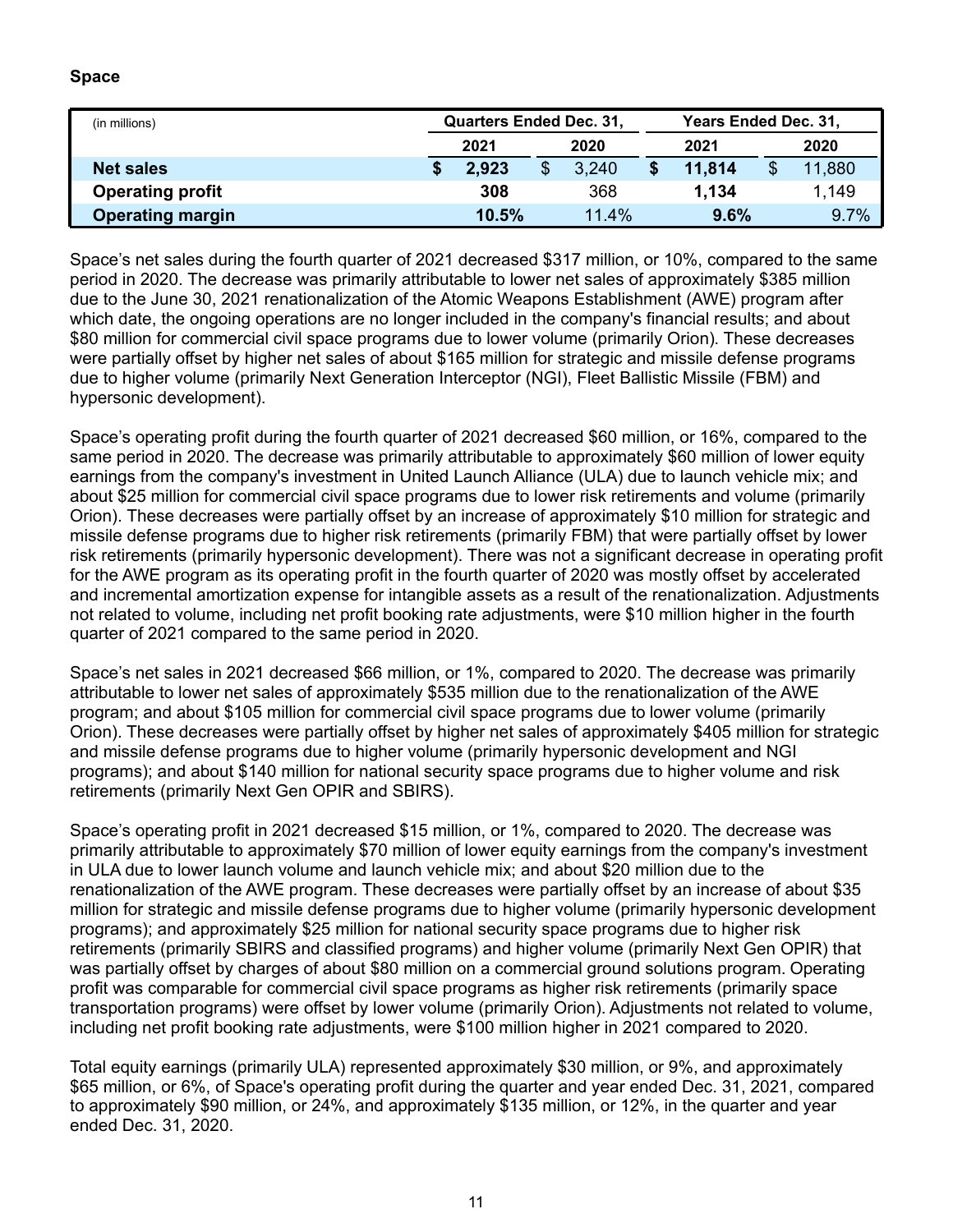**Space**

| (in millions) | Quarters Ended Dec. 31, | | Years Ended Dec. 31, | |
|---|---|---|---|---|
| | 2021 | 2020 | 2021 | 2020 |
| **Net sales** | **$ 2,923** | $ 3,240 | **$ 11,814** | $ 11,880 |
| **Operating profit** | **308** | 368 | **1,134** | 1,149 |
| **Operating margin** | **10.5%** | 11.4% | **9.6%** | 9.7% |

Space's net sales during the fourth quarter of 2021 decreased $317 million, or 10%, compared to the same period in 2020. The decrease was primarily attributable to lower net sales of approximately $385 million due to the June 30, 2021 renationalization of the Atomic Weapons Establishment (AWE) program after which date, the ongoing operations are no longer included in the company's financial results; and about $80 million for commercial civil space programs due to lower volume (primarily Orion). These decreases were partially offset by higher net sales of about $165 million for strategic and missile defense programs due to higher volume (primarily Next Generation Interceptor (NGI), Fleet Ballistic Missile (FBM) and hypersonic development).

Space's operating profit during the fourth quarter of 2021 decreased $60 million, or 16%, compared to the same period in 2020. The decrease was primarily attributable to approximately $60 million of lower equity earnings from the company's investment in United Launch Alliance (ULA) due to launch vehicle mix; and about $25 million for commercial civil space programs due to lower risk retirements and volume (primarily Orion). These decreases were partially offset by an increase of approximately $10 million for strategic and missile defense programs due to higher risk retirements (primarily FBM) that were partially offset by lower risk retirements (primarily hypersonic development). There was not a significant decrease in operating profit for the AWE program as its operating profit in the fourth quarter of 2020 was mostly offset by accelerated and incremental amortization expense for intangible assets as a result of the renationalization. Adjustments not related to volume, including net profit booking rate adjustments, were $10 million higher in the fourth quarter of 2021 compared to the same period in 2020.

Space's net sales in 2021 decreased $66 million, or 1%, compared to 2020. The decrease was primarily attributable to lower net sales of approximately $535 million due to the renationalization of the AWE program; and about $105 million for commercial civil space programs due to lower volume (primarily Orion). These decreases were partially offset by higher net sales of approximately $405 million for strategic and missile defense programs due to higher volume (primarily hypersonic development and NGI programs); and about $140 million for national security space programs due to higher volume and risk retirements (primarily Next Gen OPIR and SBIRS).

Space's operating profit in 2021 decreased $15 million, or 1%, compared to 2020. The decrease was primarily attributable to approximately $70 million of lower equity earnings from the company's investment in ULA due to lower launch volume and launch vehicle mix; and about $20 million due to the renationalization of the AWE program. These decreases were partially offset by an increase of about $35 million for strategic and missile defense programs due to higher volume (primarily hypersonic development programs); and approximately $25 million for national security space programs due to higher risk retirements (primarily SBIRS and classified programs) and higher volume (primarily Next Gen OPIR) that was partially offset by charges of about $80 million on a commercial ground solutions program. Operating profit was comparable for commercial civil space programs as higher risk retirements (primarily space transportation programs) were offset by lower volume (primarily Orion). Adjustments not related to volume, including net profit booking rate adjustments, were $100 million higher in 2021 compared to 2020.

Total equity earnings (primarily ULA) represented approximately $30 million, or 9%, and approximately $65 million, or 6%, of Space's operating profit during the quarter and year ended Dec. 31, 2021, compared to approximately $90 million, or 24%, and approximately $135 million, or 12%, in the quarter and year ended Dec. 31, 2020.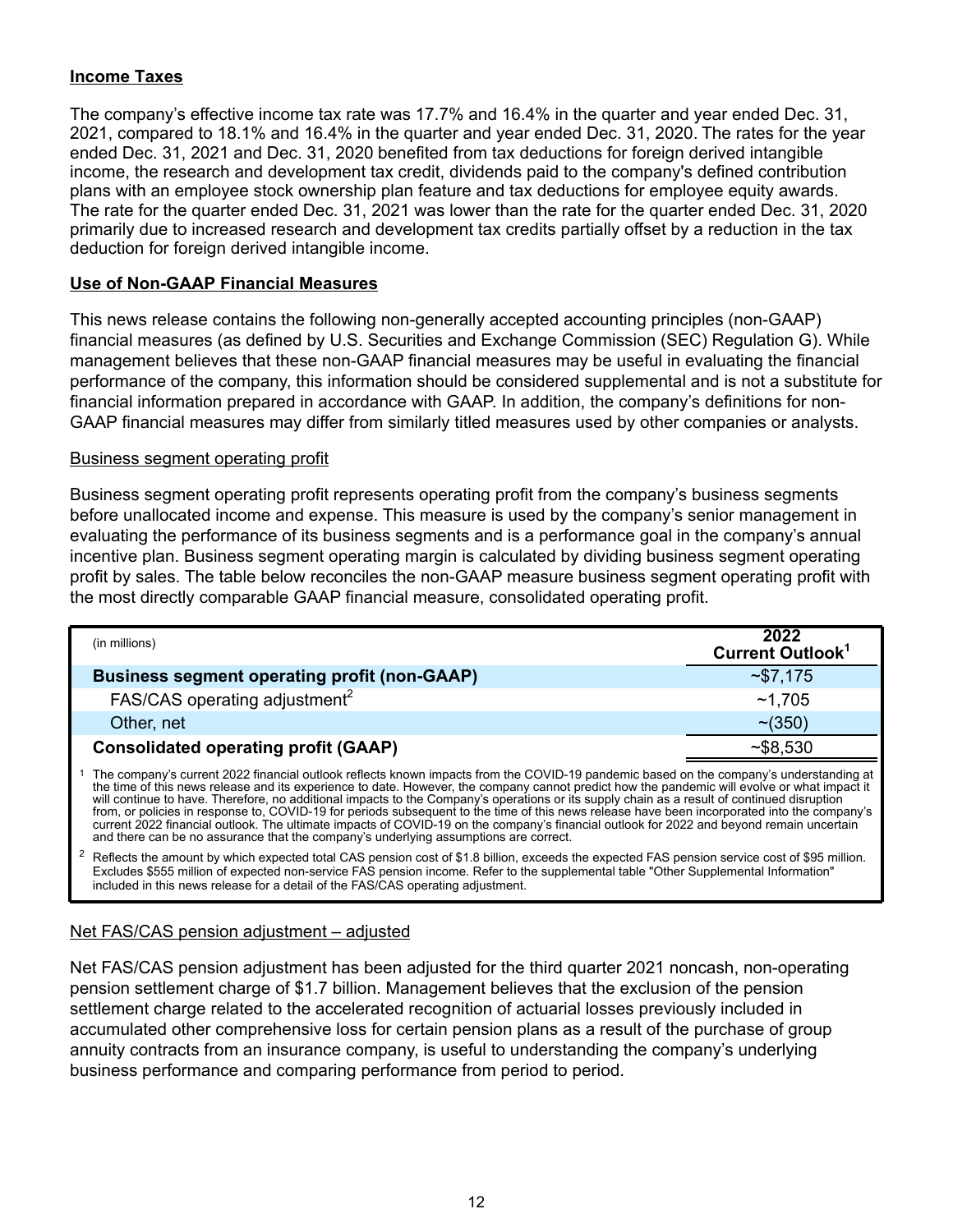**Income Taxes**

The company's effective income tax rate was 17.7% and 16.4% in the quarter and year ended Dec. 31, 2021, compared to 18.1% and 16.4% in the quarter and year ended Dec. 31, 2020. The rates for the year ended Dec. 31, 2021 and Dec. 31, 2020 benefited from tax deductions for foreign derived intangible income, the research and development tax credit, dividends paid to the company's defined contribution plans with an employee stock ownership plan feature and tax deductions for employee equity awards. The rate for the quarter ended Dec. 31, 2021 was lower than the rate for the quarter ended Dec. 31, 2020 primarily due to increased research and development tax credits partially offset by a reduction in the tax deduction for foreign derived intangible income.

**Use of Non-GAAP Financial Measures**

This news release contains the following non-generally accepted accounting principles (non-GAAP) financial measures (as defined by U.S. Securities and Exchange Commission (SEC) Regulation G). While management believes that these non-GAAP financial measures may be useful in evaluating the financial performance of the company, this information should be considered supplemental and is not a substitute for financial information prepared in accordance with GAAP. In addition, the company's definitions for non-GAAP financial measures may differ from similarly titled measures used by other companies or analysts.

Business segment operating profit

Business segment operating profit represents operating profit from the company's business segments before unallocated income and expense. This measure is used by the company's senior management in evaluating the performance of its business segments and is a performance goal in the company's annual incentive plan. Business segment operating margin is calculated by dividing business segment operating profit by sales. The table below reconciles the non-GAAP measure business segment operating profit with the most directly comparable GAAP financial measure, consolidated operating profit.

| (in millions) | 2022 Current Outlook[1] |
|---|---|
| **Business segment operating profit (non-GAAP)** | ~$7,175 |
| FAS/CAS operating adjustment[2] | ~1,705 |
| Other, net | ~(350) |
| **Consolidated operating profit (GAAP)** | ~$8,530 |

[1] The company's current 2022 financial outlook reflects known impacts from the COVID-19 pandemic based on the company's understanding at the time of this news release and its experience to date. However, the company cannot predict how the pandemic will evolve or what impact it will continue to have. Therefore, no additional impacts to the Company's operations or its supply chain as a result of continued disruption from, or policies in response to, COVID-19 for periods subsequent to the time of this news release have been incorporated into the company's current 2022 financial outlook. The ultimate impacts of COVID-19 on the company's financial outlook for 2022 and beyond remain uncertain and there can be no assurance that the company's underlying assumptions are correct.

[2] Reflects the amount by which expected total CAS pension cost of $1.8 billion, exceeds the expected FAS pension service cost of $95 million. Excludes $555 million of expected non-service FAS pension income. Refer to the supplemental table "Other Supplemental Information" included in this news release for a detail of the FAS/CAS operating adjustment.

Net FAS/CAS pension adjustment – adjusted

Net FAS/CAS pension adjustment has been adjusted for the third quarter 2021 noncash, non-operating pension settlement charge of $1.7 billion. Management believes that the exclusion of the pension settlement charge related to the accelerated recognition of actuarial losses previously included in accumulated other comprehensive loss for certain pension plans as a result of the purchase of group annuity contracts from an insurance company, is useful to understanding the company's underlying business performance and comparing performance from period to period.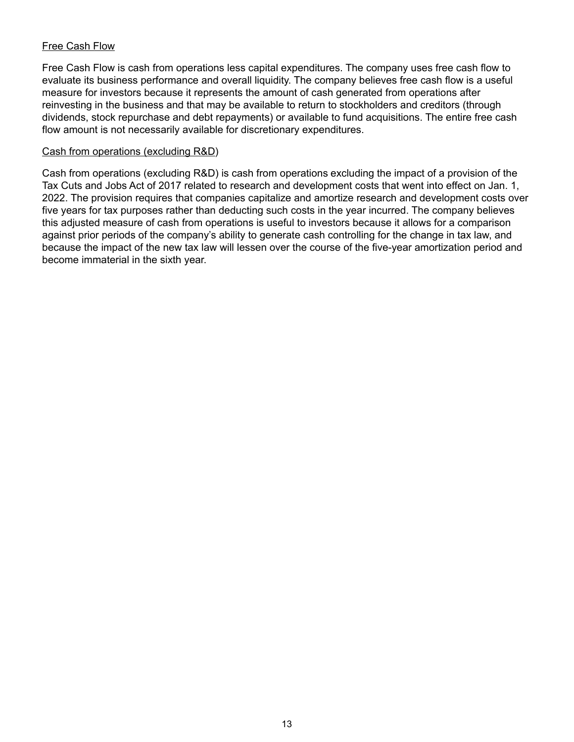<u>Free Cash Flow</u>

Free Cash Flow is cash from operations less capital expenditures. The company uses free cash flow to evaluate its business performance and overall liquidity. The company believes free cash flow is a useful measure for investors because it represents the amount of cash generated from operations after reinvesting in the business and that may be available to return to stockholders and creditors (through dividends, stock repurchase and debt repayments) or available to fund acquisitions. The entire free cash flow amount is not necessarily available for discretionary expenditures.

<u>Cash from operations (excluding R&D)</u>

Cash from operations (excluding R&D) is cash from operations excluding the impact of a provision of the Tax Cuts and Jobs Act of 2017 related to research and development costs that went into effect on Jan. 1, 2022. The provision requires that companies capitalize and amortize research and development costs over five years for tax purposes rather than deducting such costs in the year incurred. The company believes this adjusted measure of cash from operations is useful to investors because it allows for a comparison against prior periods of the company's ability to generate cash controlling for the change in tax law, and because the impact of the new tax law will lessen over the course of the five-year amortization period and become immaterial in the sixth year.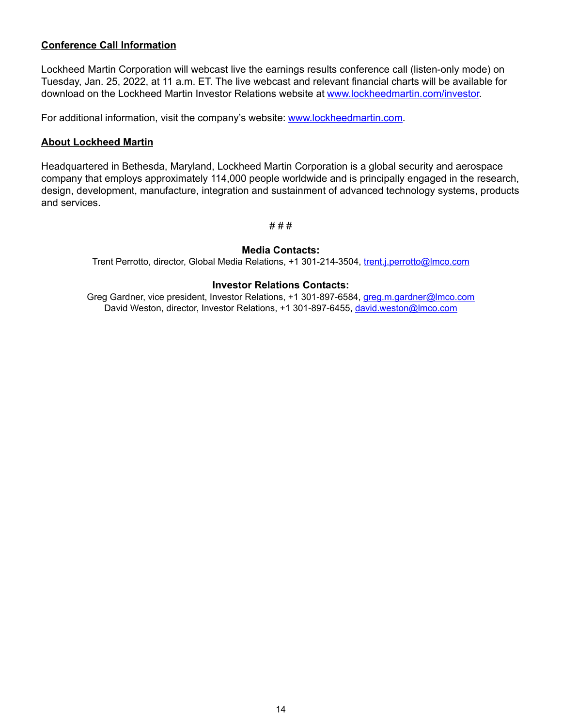**Conference Call Information**

Lockheed Martin Corporation will webcast live the earnings results conference call (listen-only mode) on Tuesday, Jan. 25, 2022, at 11 a.m. ET. The live webcast and relevant financial charts will be available for download on the Lockheed Martin Investor Relations website at www.lockheedmartin.com/investor.

For additional information, visit the company's website: www.lockheedmartin.com.

**About Lockheed Martin**

Headquartered in Bethesda, Maryland, Lockheed Martin Corporation is a global security and aerospace company that employs approximately 114,000 people worldwide and is principally engaged in the research, design, development, manufacture, integration and sustainment of advanced technology systems, products and services.

# # #

**Media Contacts:**
Trent Perrotto, director, Global Media Relations, +1 301-214-3504, trent.j.perrotto@lmco.com

**Investor Relations Contacts:**
Greg Gardner, vice president, Investor Relations, +1 301-897-6584, greg.m.gardner@lmco.com
David Weston, director, Investor Relations, +1 301-897-6455, david.weston@lmco.com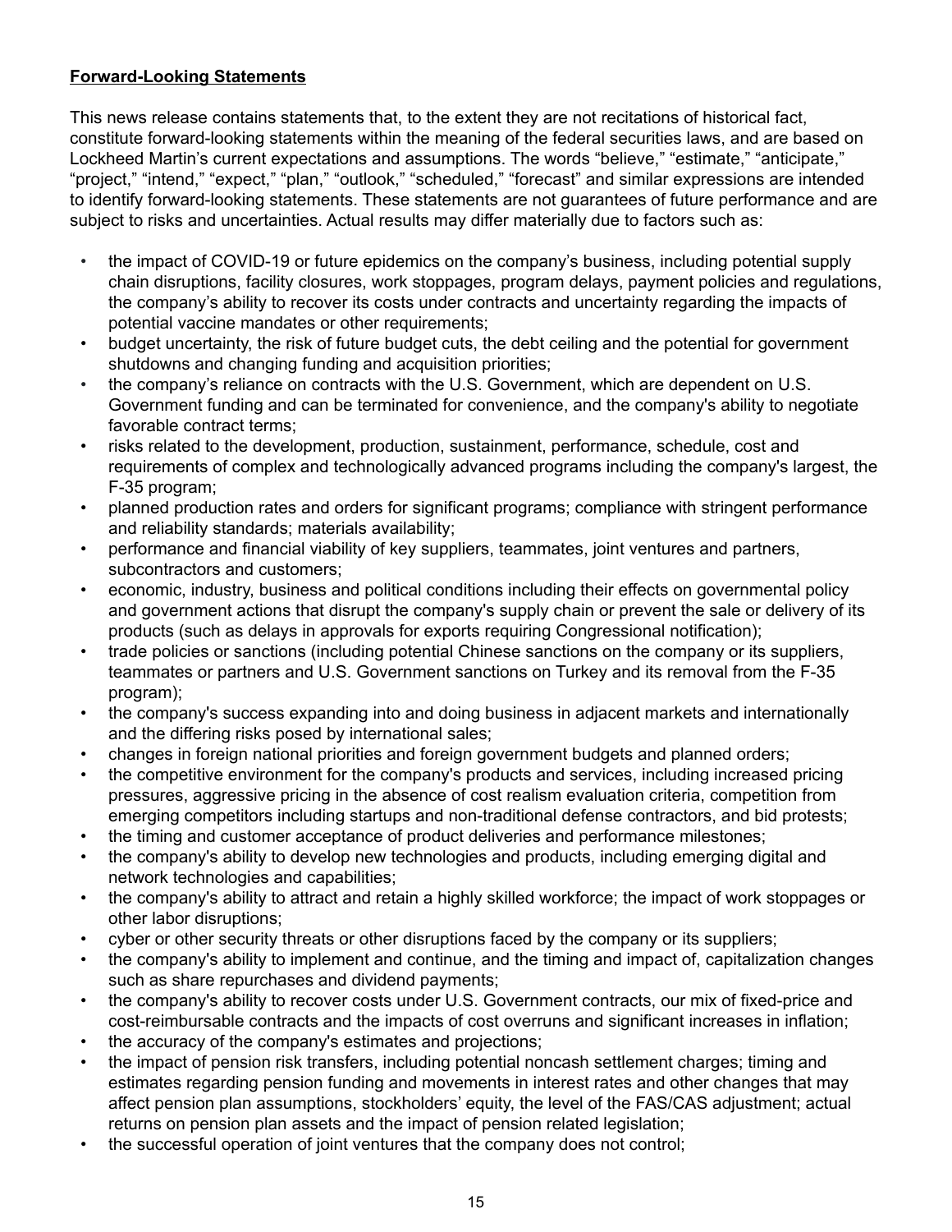**Forward-Looking Statements**

This news release contains statements that, to the extent they are not recitations of historical fact, constitute forward-looking statements within the meaning of the federal securities laws, and are based on Lockheed Martin’s current expectations and assumptions. The words “believe,” “estimate,” “anticipate,” “project,” “intend,” “expect,” “plan,” “outlook,” “scheduled,” “forecast” and similar expressions are intended to identify forward-looking statements. These statements are not guarantees of future performance and are subject to risks and uncertainties. Actual results may differ materially due to factors such as:

- the impact of COVID-19 or future epidemics on the company’s business, including potential supply chain disruptions, facility closures, work stoppages, program delays, payment policies and regulations, the company’s ability to recover its costs under contracts and uncertainty regarding the impacts of potential vaccine mandates or other requirements;
- budget uncertainty, the risk of future budget cuts, the debt ceiling and the potential for government shutdowns and changing funding and acquisition priorities;
- the company’s reliance on contracts with the U.S. Government, which are dependent on U.S. Government funding and can be terminated for convenience, and the company's ability to negotiate favorable contract terms;
- risks related to the development, production, sustainment, performance, schedule, cost and requirements of complex and technologically advanced programs including the company's largest, the F-35 program;
- planned production rates and orders for significant programs; compliance with stringent performance and reliability standards; materials availability;
- performance and financial viability of key suppliers, teammates, joint ventures and partners, subcontractors and customers;
- economic, industry, business and political conditions including their effects on governmental policy and government actions that disrupt the company's supply chain or prevent the sale or delivery of its products (such as delays in approvals for exports requiring Congressional notification);
- trade policies or sanctions (including potential Chinese sanctions on the company or its suppliers, teammates or partners and U.S. Government sanctions on Turkey and its removal from the F-35 program);
- the company's success expanding into and doing business in adjacent markets and internationally and the differing risks posed by international sales;
- changes in foreign national priorities and foreign government budgets and planned orders;
- the competitive environment for the company's products and services, including increased pricing pressures, aggressive pricing in the absence of cost realism evaluation criteria, competition from emerging competitors including startups and non-traditional defense contractors, and bid protests;
- the timing and customer acceptance of product deliveries and performance milestones;
- the company's ability to develop new technologies and products, including emerging digital and network technologies and capabilities;
- the company's ability to attract and retain a highly skilled workforce; the impact of work stoppages or other labor disruptions;
- cyber or other security threats or other disruptions faced by the company or its suppliers;
- the company's ability to implement and continue, and the timing and impact of, capitalization changes such as share repurchases and dividend payments;
- the company's ability to recover costs under U.S. Government contracts, our mix of fixed-price and cost-reimbursable contracts and the impacts of cost overruns and significant increases in inflation;
- the accuracy of the company's estimates and projections;
- the impact of pension risk transfers, including potential noncash settlement charges; timing and estimates regarding pension funding and movements in interest rates and other changes that may affect pension plan assumptions, stockholders’ equity, the level of the FAS/CAS adjustment; actual returns on pension plan assets and the impact of pension related legislation;
- the successful operation of joint ventures that the company does not control;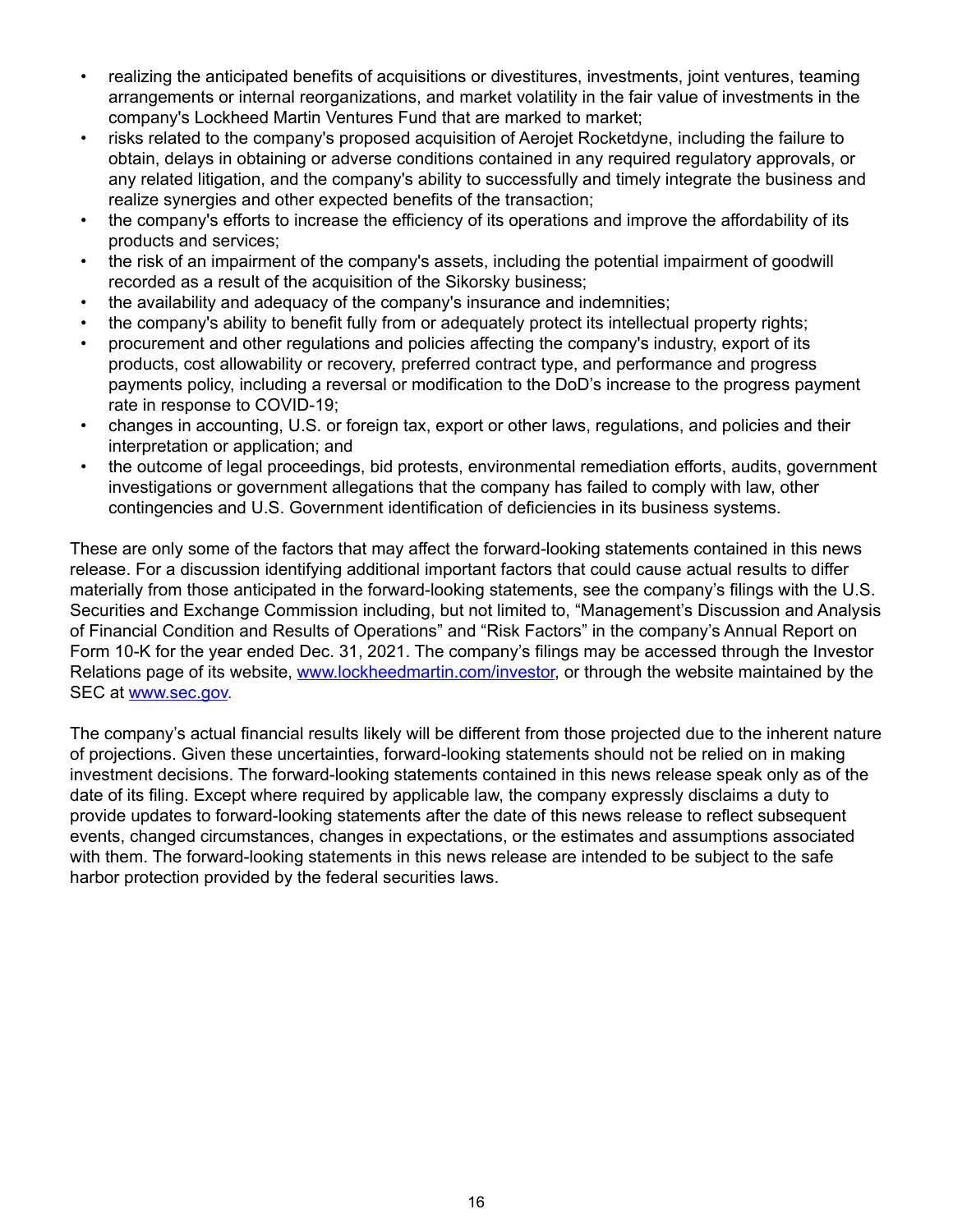- realizing the anticipated benefits of acquisitions or divestitures, investments, joint ventures, teaming arrangements or internal reorganizations, and market volatility in the fair value of investments in the company's Lockheed Martin Ventures Fund that are marked to market;
- risks related to the company's proposed acquisition of Aerojet Rocketdyne, including the failure to obtain, delays in obtaining or adverse conditions contained in any required regulatory approvals, or any related litigation, and the company's ability to successfully and timely integrate the business and realize synergies and other expected benefits of the transaction;
- the company's efforts to increase the efficiency of its operations and improve the affordability of its products and services;
- the risk of an impairment of the company's assets, including the potential impairment of goodwill recorded as a result of the acquisition of the Sikorsky business;
- the availability and adequacy of the company's insurance and indemnities;
- the company's ability to benefit fully from or adequately protect its intellectual property rights;
- procurement and other regulations and policies affecting the company's industry, export of its products, cost allowability or recovery, preferred contract type, and performance and progress payments policy, including a reversal or modification to the DoD's increase to the progress payment rate in response to COVID-19;
- changes in accounting, U.S. or foreign tax, export or other laws, regulations, and policies and their interpretation or application; and
- the outcome of legal proceedings, bid protests, environmental remediation efforts, audits, government investigations or government allegations that the company has failed to comply with law, other contingencies and U.S. Government identification of deficiencies in its business systems.

These are only some of the factors that may affect the forward-looking statements contained in this news release. For a discussion identifying additional important factors that could cause actual results to differ materially from those anticipated in the forward-looking statements, see the company's filings with the U.S. Securities and Exchange Commission including, but not limited to, "Management's Discussion and Analysis of Financial Condition and Results of Operations" and "Risk Factors" in the company's Annual Report on Form 10-K for the year ended Dec. 31, 2021. The company's filings may be accessed through the Investor Relations page of its website, www.lockheedmartin.com/investor, or through the website maintained by the SEC at www.sec.gov.

The company's actual financial results likely will be different from those projected due to the inherent nature of projections. Given these uncertainties, forward-looking statements should not be relied on in making investment decisions. The forward-looking statements contained in this news release speak only as of the date of its filing. Except where required by applicable law, the company expressly disclaims a duty to provide updates to forward-looking statements after the date of this news release to reflect subsequent events, changed circumstances, changes in expectations, or the estimates and assumptions associated with them. The forward-looking statements in this news release are intended to be subject to the safe harbor protection provided by the federal securities laws.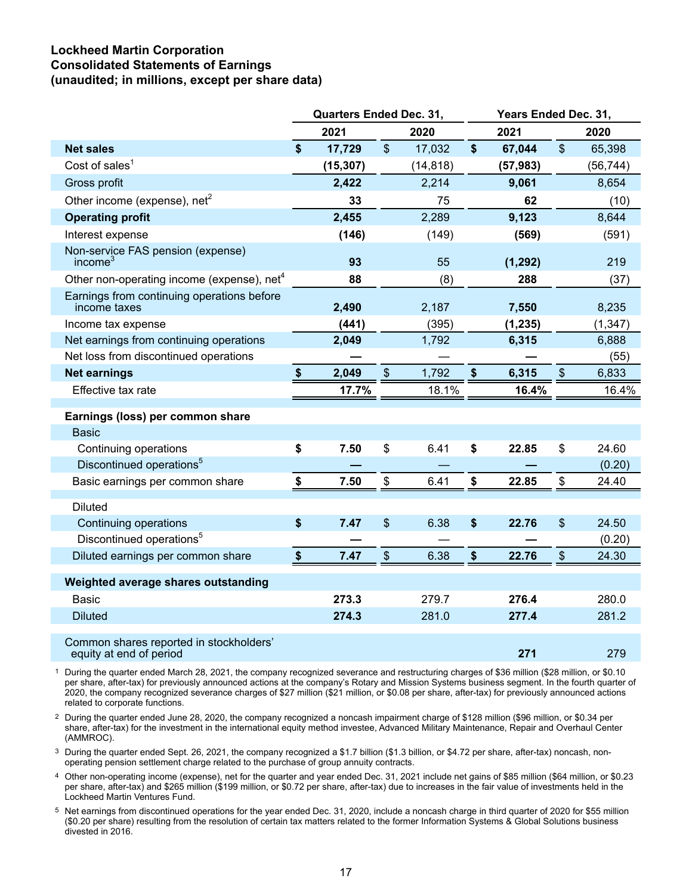**Lockheed Martin Corporation**
**Consolidated Statements of Earnings**
**(unaudited; in millions, except per share data)**

| | Quarters Ended Dec. 31, | | Years Ended Dec. 31, | |
|---|---|---|---|---|
| | **2021** | 2020 | **2021** | 2020 |
| **Net sales** | **$ 17,729** | $ 17,032 | **$ 67,044** | $ 65,398 |
| Cost of sales[1] | **(15,307)** | (14,818) | **(57,983)** | (56,744) |
| Gross profit | **2,422** | 2,214 | **9,061** | 8,654 |
| Other income (expense), net[2] | **33** | 75 | **62** | (10) |
| **Operating profit** | **2,455** | 2,289 | **9,123** | 8,644 |
| Interest expense | **(146)** | (149) | **(569)** | (591) |
| Non-service FAS pension (expense) income[3] | **93** | 55 | **(1,292)** | 219 |
| Other non-operating income (expense), net[4] | **88** | (8) | **288** | (37) |
| Earnings from continuing operations before income taxes | **2,490** | 2,187 | **7,550** | 8,235 |
| Income tax expense | **(441)** | (395) | **(1,235)** | (1,347) |
| Net earnings from continuing operations | **2,049** | 1,792 | **6,315** | 6,888 |
| Net loss from discontinued operations | **—** | — | **—** | (55) |
| **Net earnings** | **$ 2,049** | $ 1,792 | **$ 6,315** | $ 6,833 |
| Effective tax rate | **17.7%** | 18.1% | **16.4%** | 16.4% |
| | | | | |
| **Earnings (loss) per common share** | | | | |
| Basic | | | | |
| Continuing operations | **$ 7.50** | $ 6.41 | **$ 22.85** | $ 24.60 |
| Discontinued operations[5] | **—** | — | **—** | (0.20) |
| Basic earnings per common share | **$ 7.50** | $ 6.41 | **$ 22.85** | $ 24.40 |
| | | | | |
| Diluted | | | | |
| Continuing operations | **$ 7.47** | $ 6.38 | **$ 22.76** | $ 24.50 |
| Discontinued operations[5] | **—** | — | **—** | (0.20) |
| Diluted earnings per common share | **$ 7.47** | $ 6.38 | **$ 22.76** | $ 24.30 |
| | | | | |
| **Weighted average shares outstanding** | | | | |
| Basic | **273.3** | 279.7 | **276.4** | 280.0 |
| Diluted | **274.3** | 281.0 | **277.4** | 281.2 |
| | | | | |
| Common shares reported in stockholders' equity at end of period | | | **271** | 279 |

[1] During the quarter ended March 28, 2021, the company recognized severance and restructuring charges of $36 million ($28 million, or $0.10 per share, after-tax) for previously announced actions at the company's Rotary and Mission Systems business segment. In the fourth quarter of 2020, the company recognized severance charges of $27 million ($21 million, or $0.08 per share, after-tax) for previously announced actions related to corporate functions.

[2] During the quarter ended June 28, 2020, the company recognized a noncash impairment charge of $128 million ($96 million, or $0.34 per share, after-tax) for the investment in the international equity method investee, Advanced Military Maintenance, Repair and Overhaul Center (AMMROC).

[3] During the quarter ended Sept. 26, 2021, the company recognized a $1.7 billion ($1.3 billion, or $4.72 per share, after-tax) noncash, non-operating pension settlement charge related to the purchase of group annuity contracts.

[4] Other non-operating income (expense), net for the quarter and year ended Dec. 31, 2021 include net gains of $85 million ($64 million, or $0.23 per share, after-tax) and $265 million ($199 million, or $0.72 per share, after-tax) due to increases in the fair value of investments held in the Lockheed Martin Ventures Fund.

[5] Net earnings from discontinued operations for the year ended Dec. 31, 2020, include a noncash charge in third quarter of 2020 for $55 million ($0.20 per share) resulting from the resolution of certain tax matters related to the former Information Systems & Global Solutions business divested in 2016.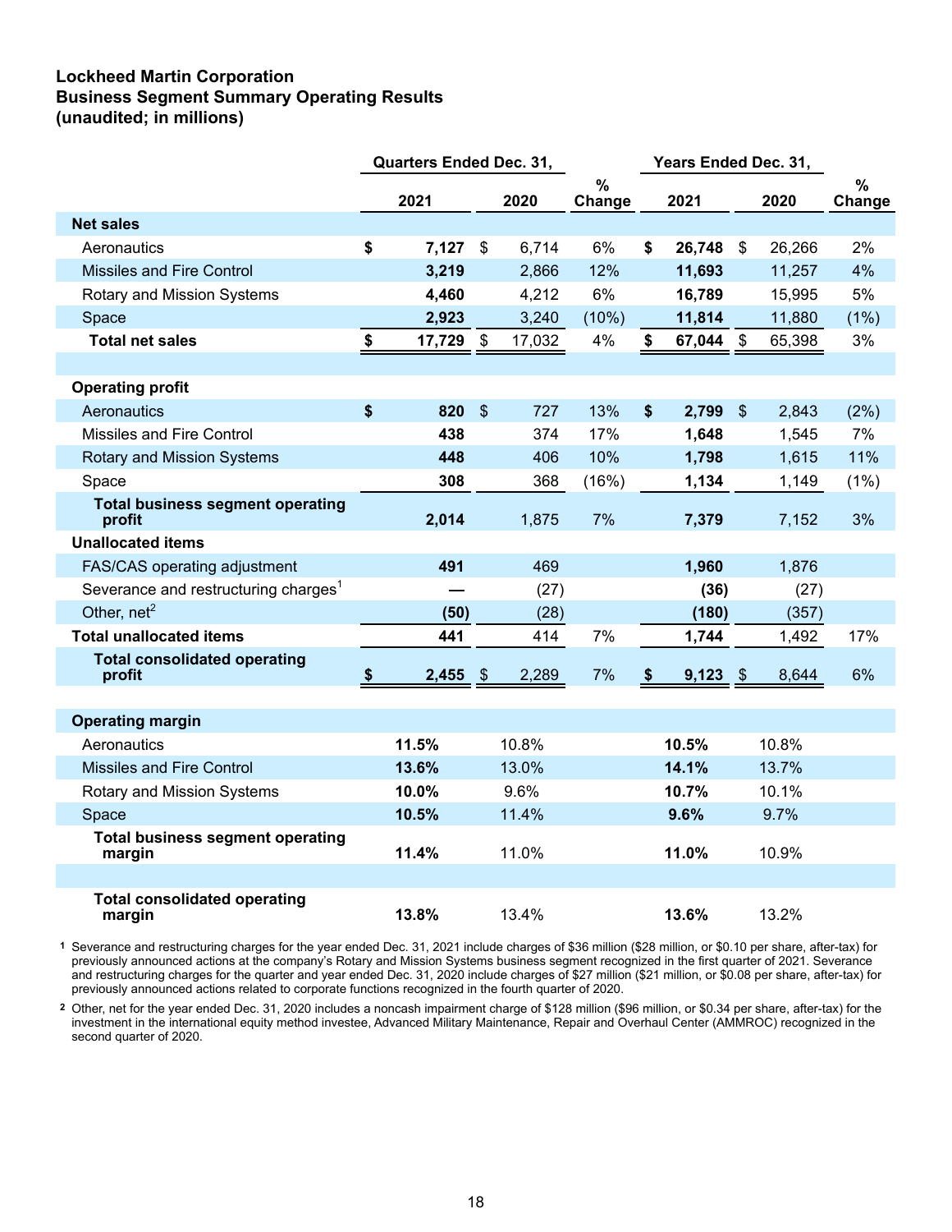**Lockheed Martin Corporation**
**Business Segment Summary Operating Results**
**(unaudited; in millions)**

| | Quarters Ended Dec. 31, | | | Years Ended Dec. 31, | | |
|---|---|---|---|---|---|---|
| | **2021** | **2020** | **% Change** | **2021** | **2020** | **% Change** |
| **Net sales** | | | | | | |
| Aeronautics | **$ 7,127** | $ 6,714 | 6% | **$ 26,748** | $ 26,266 | 2% |
| Missiles and Fire Control | **3,219** | 2,866 | 12% | **11,693** | 11,257 | 4% |
| Rotary and Mission Systems | **4,460** | 4,212 | 6% | **16,789** | 15,995 | 5% |
| Space | **2,923** | 3,240 | (10%) | **11,814** | 11,880 | (1%) |
| **Total net sales** | **$ 17,729** | $ 17,032 | 4% | **$ 67,044** | $ 65,398 | 3% |
| | | | | | | |
| **Operating profit** | | | | | | |
| Aeronautics | **$ 820** | $ 727 | 13% | **$ 2,799** | $ 2,843 | (2%) |
| Missiles and Fire Control | **438** | 374 | 17% | **1,648** | 1,545 | 7% |
| Rotary and Mission Systems | **448** | 406 | 10% | **1,798** | 1,615 | 11% |
| Space | **308** | 368 | (16%) | **1,134** | 1,149 | (1%) |
| **Total business segment operating profit** | **2,014** | 1,875 | 7% | **7,379** | 7,152 | 3% |
| **Unallocated items** | | | | | | |
| FAS/CAS operating adjustment | **491** | 469 | | **1,960** | 1,876 | |
| Severance and restructuring charges[1] | **—** | (27) | | **(36)** | (27) | |
| Other, net[2] | **(50)** | (28) | | **(180)** | (357) | |
| **Total unallocated items** | **441** | 414 | 7% | **1,744** | 1,492 | 17% |
| **Total consolidated operating profit** | **$ 2,455** | $ 2,289 | 7% | **$ 9,123** | $ 8,644 | 6% |
| | | | | | | |
| **Operating margin** | | | | | | |
| Aeronautics | **11.5%** | 10.8% | | **10.5%** | 10.8% | |
| Missiles and Fire Control | **13.6%** | 13.0% | | **14.1%** | 13.7% | |
| Rotary and Mission Systems | **10.0%** | 9.6% | | **10.7%** | 10.1% | |
| Space | **10.5%** | 11.4% | | **9.6%** | 9.7% | |
| **Total business segment operating margin** | **11.4%** | 11.0% | | **11.0%** | 10.9% | |
| | | | | | | |
| **Total consolidated operating margin** | **13.8%** | 13.4% | | **13.6%** | 13.2% | |

[1] Severance and restructuring charges for the year ended Dec. 31, 2021 include charges of $36 million ($28 million, or $0.10 per share, after-tax) for previously announced actions at the company's Rotary and Mission Systems business segment recognized in the first quarter of 2021. Severance and restructuring charges for the quarter and year ended Dec. 31, 2020 include charges of $27 million ($21 million, or $0.08 per share, after-tax) for previously announced actions related to corporate functions recognized in the fourth quarter of 2020.

[2] Other, net for the year ended Dec. 31, 2020 includes a noncash impairment charge of $128 million ($96 million, or $0.34 per share, after-tax) for the investment in the international equity method investee, Advanced Military Maintenance, Repair and Overhaul Center (AMMROC) recognized in the second quarter of 2020.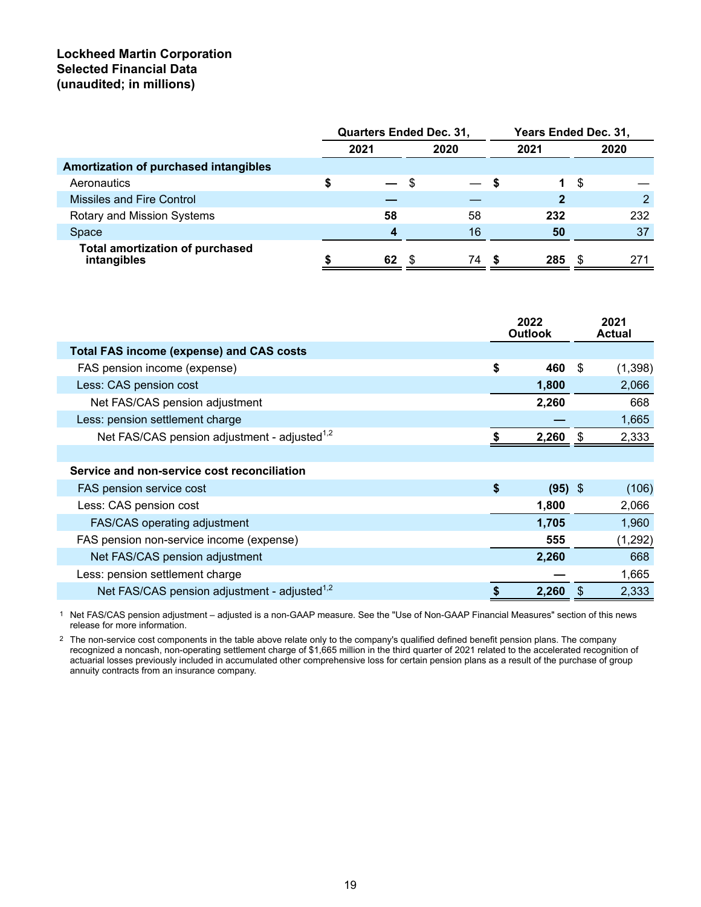**Lockheed Martin Corporation**
**Selected Financial Data**
**(unaudited; in millions)**

| | Quarters Ended Dec. 31, | | Years Ended Dec. 31, | |
|---|---|---|---|---|
| | **2021** | **2020** | **2021** | **2020** |
| **Amortization of purchased intangibles** | | | | |
| Aeronautics | **$ —** | $ — | **$ 1** | $ — |
| Missiles and Fire Control | **—** | — | **2** | 2 |
| Rotary and Mission Systems | **58** | 58 | **232** | 232 |
| Space | **4** | 16 | **50** | 37 |
| **Total amortization of purchased intangibles** | **$ 62** | $ 74 | **$ 285** | $ 271 |

| | 2022 Outlook | 2021 Actual |
|---|---|---|
| **Total FAS income (expense) and CAS costs** | | |
| FAS pension income (expense) | **$ 460** | $ (1,398) |
| Less: CAS pension cost | **1,800** | 2,066 |
| Net FAS/CAS pension adjustment | **2,260** | 668 |
| Less: pension settlement charge | **—** | 1,665 |
| Net FAS/CAS pension adjustment - adjusted[1,2] | **$ 2,260** | $ 2,333 |
| | | |
| **Service and non-service cost reconciliation** | | |
| FAS pension service cost | **$ (95)** | $ (106) |
| Less: CAS pension cost | **1,800** | 2,066 |
| FAS/CAS operating adjustment | **1,705** | 1,960 |
| FAS pension non-service income (expense) | **555** | (1,292) |
| Net FAS/CAS pension adjustment | **2,260** | 668 |
| Less: pension settlement charge | **—** | 1,665 |
| Net FAS/CAS pension adjustment - adjusted[1,2] | **$ 2,260** | $ 2,333 |

[1] Net FAS/CAS pension adjustment – adjusted is a non-GAAP measure. See the "Use of Non-GAAP Financial Measures" section of this news release for more information.

[2] The non-service cost components in the table above relate only to the company's qualified defined benefit pension plans. The company recognized a noncash, non-operating settlement charge of $1,665 million in the third quarter of 2021 related to the accelerated recognition of actuarial losses previously included in accumulated other comprehensive loss for certain pension plans as a result of the purchase of group annuity contracts from an insurance company.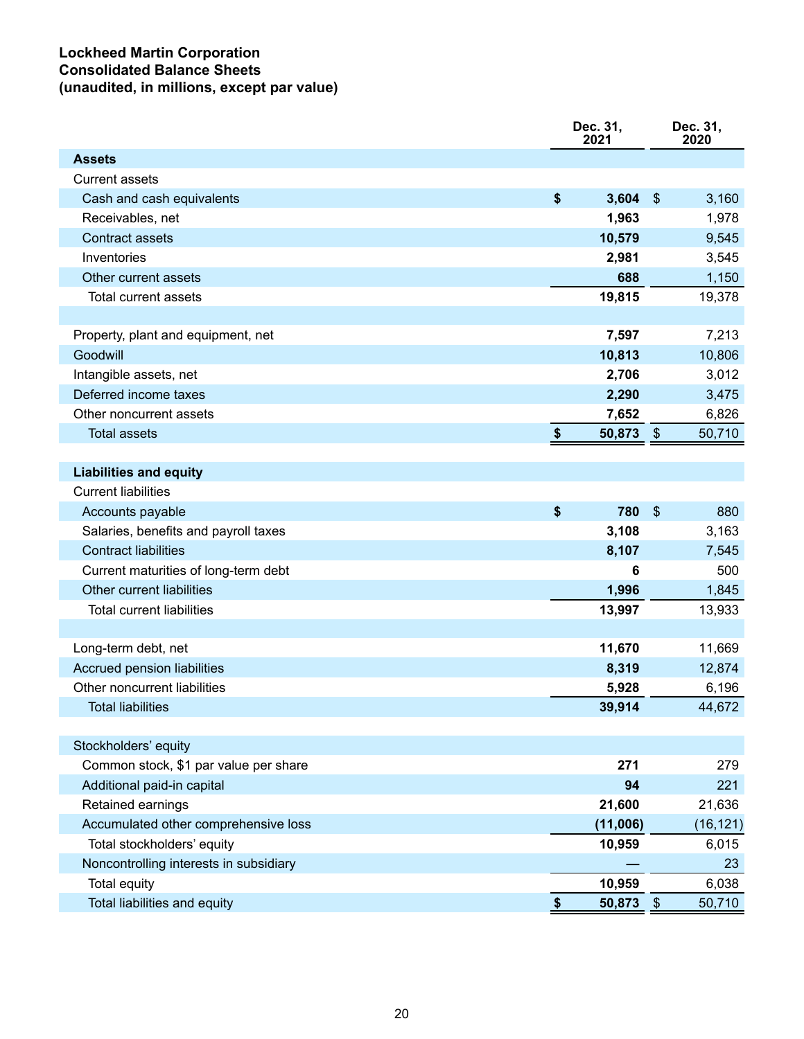**Lockheed Martin Corporation**
**Consolidated Balance Sheets**
**(unaudited, in millions, except par value)**

| | Dec. 31, 2021 | Dec. 31, 2020 |
|---|---|---|
| **Assets** | | |
| Current assets | | |
| Cash and cash equivalents | **$ 3,604** | $ 3,160 |
| Receivables, net | **1,963** | 1,978 |
| Contract assets | **10,579** | 9,545 |
| Inventories | **2,981** | 3,545 |
| Other current assets | **688** | 1,150 |
| Total current assets | **19,815** | 19,378 |
| | | |
| Property, plant and equipment, net | **7,597** | 7,213 |
| Goodwill | **10,813** | 10,806 |
| Intangible assets, net | **2,706** | 3,012 |
| Deferred income taxes | **2,290** | 3,475 |
| Other noncurrent assets | **7,652** | 6,826 |
| Total assets | **$ 50,873** | $ 50,710 |
| | | |
| **Liabilities and equity** | | |
| Current liabilities | | |
| Accounts payable | **$ 780** | $ 880 |
| Salaries, benefits and payroll taxes | **3,108** | 3,163 |
| Contract liabilities | **8,107** | 7,545 |
| Current maturities of long-term debt | **6** | 500 |
| Other current liabilities | **1,996** | 1,845 |
| Total current liabilities | **13,997** | 13,933 |
| | | |
| Long-term debt, net | **11,670** | 11,669 |
| Accrued pension liabilities | **8,319** | 12,874 |
| Other noncurrent liabilities | **5,928** | 6,196 |
| Total liabilities | **39,914** | 44,672 |
| | | |
| Stockholders' equity | | |
| Common stock, $1 par value per share | **271** | 279 |
| Additional paid-in capital | **94** | 221 |
| Retained earnings | **21,600** | 21,636 |
| Accumulated other comprehensive loss | **(11,006)** | (16,121) |
| Total stockholders' equity | **10,959** | 6,015 |
| Noncontrolling interests in subsidiary | **—** | 23 |
| Total equity | **10,959** | 6,038 |
| Total liabilities and equity | **$ 50,873** | $ 50,710 |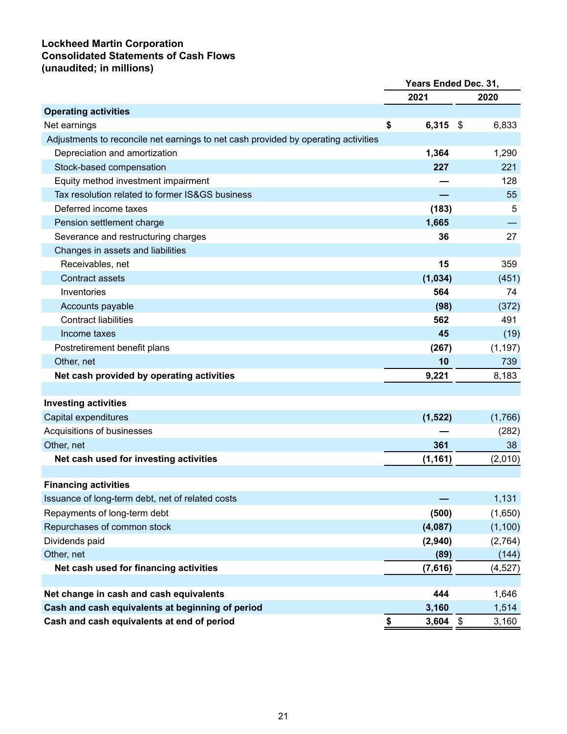**Lockheed Martin Corporation**
**Consolidated Statements of Cash Flows**
**(unaudited; in millions)**

| | Years Ended Dec. 31, | |
|---|---|---|
| | **2021** | **2020** |
| **Operating activities** | | |
| Net earnings | **$ 6,315** | $ 6,833 |
| Adjustments to reconcile net earnings to net cash provided by operating activities | | |
| Depreciation and amortization | **1,364** | 1,290 |
| Stock-based compensation | **227** | 221 |
| Equity method investment impairment | **—** | 128 |
| Tax resolution related to former IS&GS business | **—** | 55 |
| Deferred income taxes | **(183)** | 5 |
| Pension settlement charge | **1,665** | — |
| Severance and restructuring charges | **36** | 27 |
| Changes in assets and liabilities | | |
| Receivables, net | **15** | 359 |
| Contract assets | **(1,034)** | (451) |
| Inventories | **564** | 74 |
| Accounts payable | **(98)** | (372) |
| Contract liabilities | **562** | 491 |
| Income taxes | **45** | (19) |
| Postretirement benefit plans | **(267)** | (1,197) |
| Other, net | **10** | 739 |
| **Net cash provided by operating activities** | **9,221** | 8,183 |
| | | |
| **Investing activities** | | |
| Capital expenditures | **(1,522)** | (1,766) |
| Acquisitions of businesses | **—** | (282) |
| Other, net | **361** | 38 |
| **Net cash used for investing activities** | **(1,161)** | (2,010) |
| | | |
| **Financing activities** | | |
| Issuance of long-term debt, net of related costs | **—** | 1,131 |
| Repayments of long-term debt | **(500)** | (1,650) |
| Repurchases of common stock | **(4,087)** | (1,100) |
| Dividends paid | **(2,940)** | (2,764) |
| Other, net | **(89)** | (144) |
| **Net cash used for financing activities** | **(7,616)** | (4,527) |
| | | |
| **Net change in cash and cash equivalents** | **444** | 1,646 |
| **Cash and cash equivalents at beginning of period** | **3,160** | 1,514 |
| **Cash and cash equivalents at end of period** | **$ 3,604** | $ 3,160 |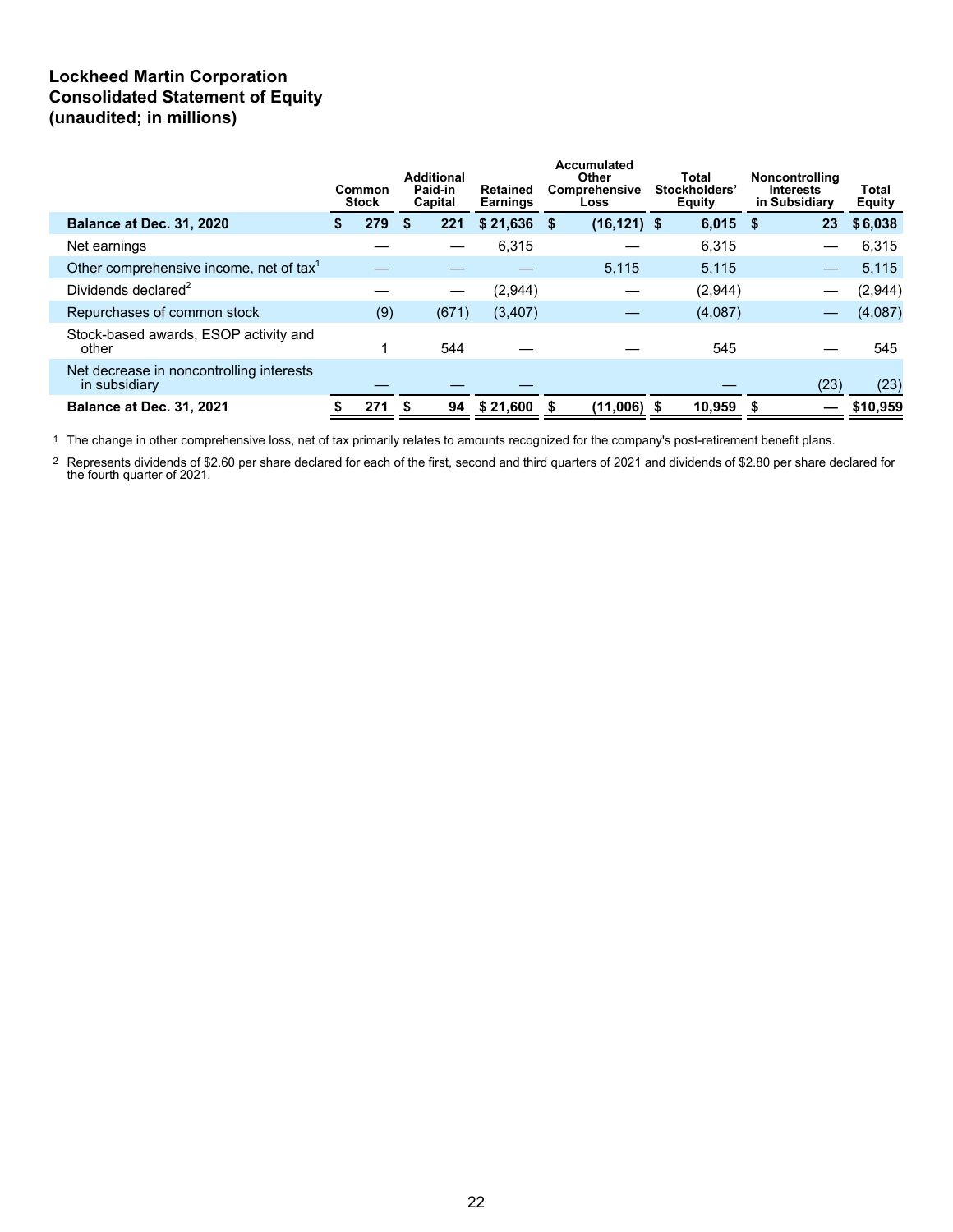# Lockheed Martin Corporation
# Consolidated Statement of Equity
# (unaudited; in millions)

| | Common Stock | Additional Paid-in Capital | Retained Earnings | Accumulated Other Comprehensive Loss | Total Stockholders' Equity | Noncontrolling Interests in Subsidiary | Total Equity |
|---|---|---|---|---|---|---|---|
| **Balance at Dec. 31, 2020** | **$ 279** | **$ 221** | **$ 21,636** | **$ (16,121)** | **$ 6,015** | **$ 23** | **$ 6,038** |
| Net earnings | — | — | 6,315 | — | 6,315 | — | 6,315 |
| Other comprehensive income, net of tax[1] | — | — | — | 5,115 | 5,115 | — | 5,115 |
| Dividends declared[2] | — | — | (2,944) | — | (2,944) | — | (2,944) |
| Repurchases of common stock | (9) | (671) | (3,407) | — | (4,087) | — | (4,087) |
| Stock-based awards, ESOP activity and other | 1 | 544 | — | — | 545 | — | 545 |
| Net decrease in noncontrolling interests in subsidiary | — | — | — | | — | (23) | (23) |
| **Balance at Dec. 31, 2021** | **$ 271** | **$ 94** | **$ 21,600** | **$ (11,006)** | **$ 10,959** | **$ —** | **$10,959** |

[1] The change in other comprehensive loss, net of tax primarily relates to amounts recognized for the company's post-retirement benefit plans.

[2] Represents dividends of $2.60 per share declared for each of the first, second and third quarters of 2021 and dividends of $2.80 per share declared for the fourth quarter of 2021.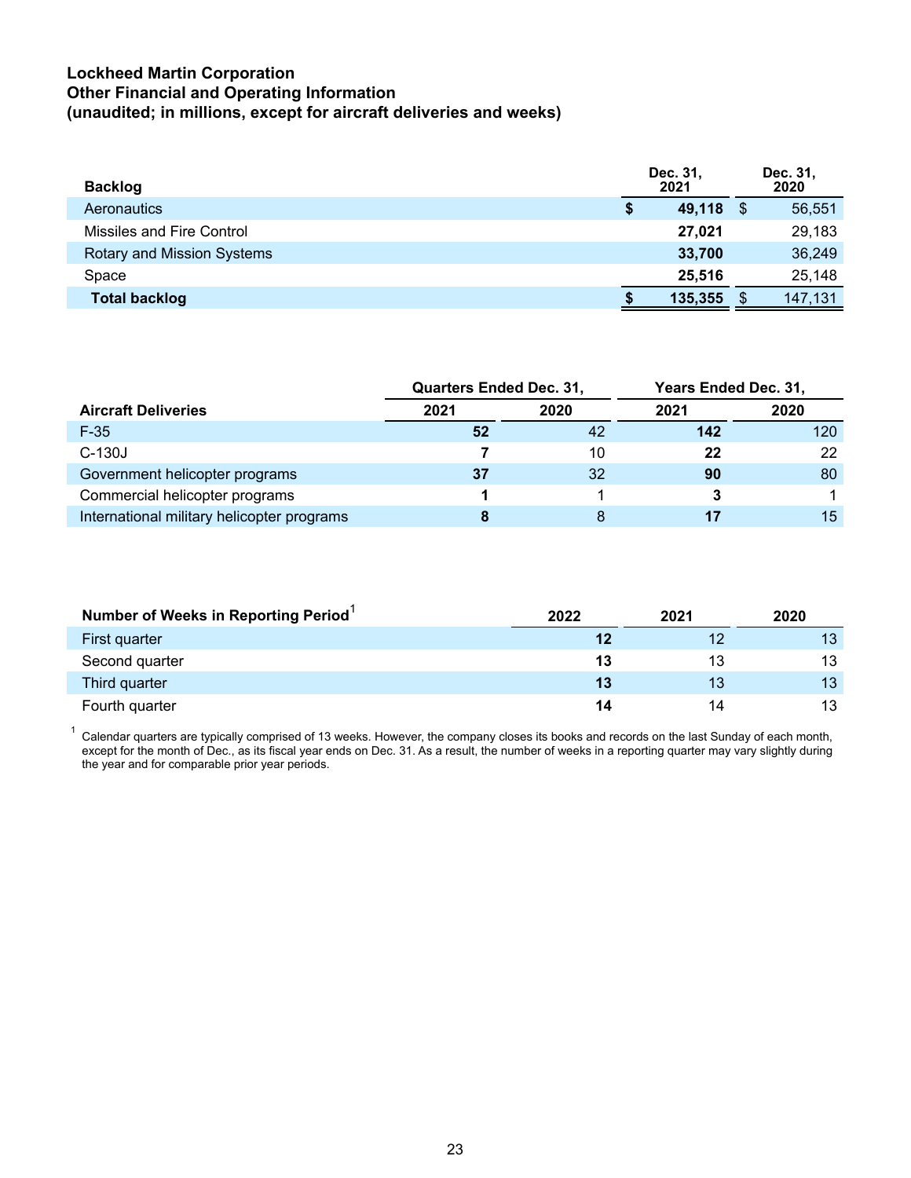**Lockheed Martin Corporation**
**Other Financial and Operating Information**
**(unaudited; in millions, except for aircraft deliveries and weeks)**

| Backlog | Dec. 31, 2021 | Dec. 31, 2020 |
|---|---|---|
| Aeronautics | **$ 49,118** | $ 56,551 |
| Missiles and Fire Control | **27,021** | 29,183 |
| Rotary and Mission Systems | **33,700** | 36,249 |
| Space | **25,516** | 25,148 |
| **Total backlog** | **$ 135,355** | $ 147,131 |

| | Quarters Ended Dec. 31, | | Years Ended Dec. 31, | |
|---|---|---|---|---|
| **Aircraft Deliveries** | **2021** | **2020** | **2021** | **2020** |
| F-35 | **52** | 42 | **142** | 120 |
| C-130J | **7** | 10 | **22** | 22 |
| Government helicopter programs | **37** | 32 | **90** | 80 |
| Commercial helicopter programs | **1** | 1 | **3** | 1 |
| International military helicopter programs | **8** | 8 | **17** | 15 |

| Number of Weeks in Reporting Period[1] | 2022 | 2021 | 2020 |
|---|---|---|---|
| First quarter | **12** | 12 | 13 |
| Second quarter | **13** | 13 | 13 |
| Third quarter | **13** | 13 | 13 |
| Fourth quarter | **14** | 14 | 13 |

[1] Calendar quarters are typically comprised of 13 weeks. However, the company closes its books and records on the last Sunday of each month, except for the month of Dec., as its fiscal year ends on Dec. 31. As a result, the number of weeks in a reporting quarter may vary slightly during the year and for comparable prior year periods.